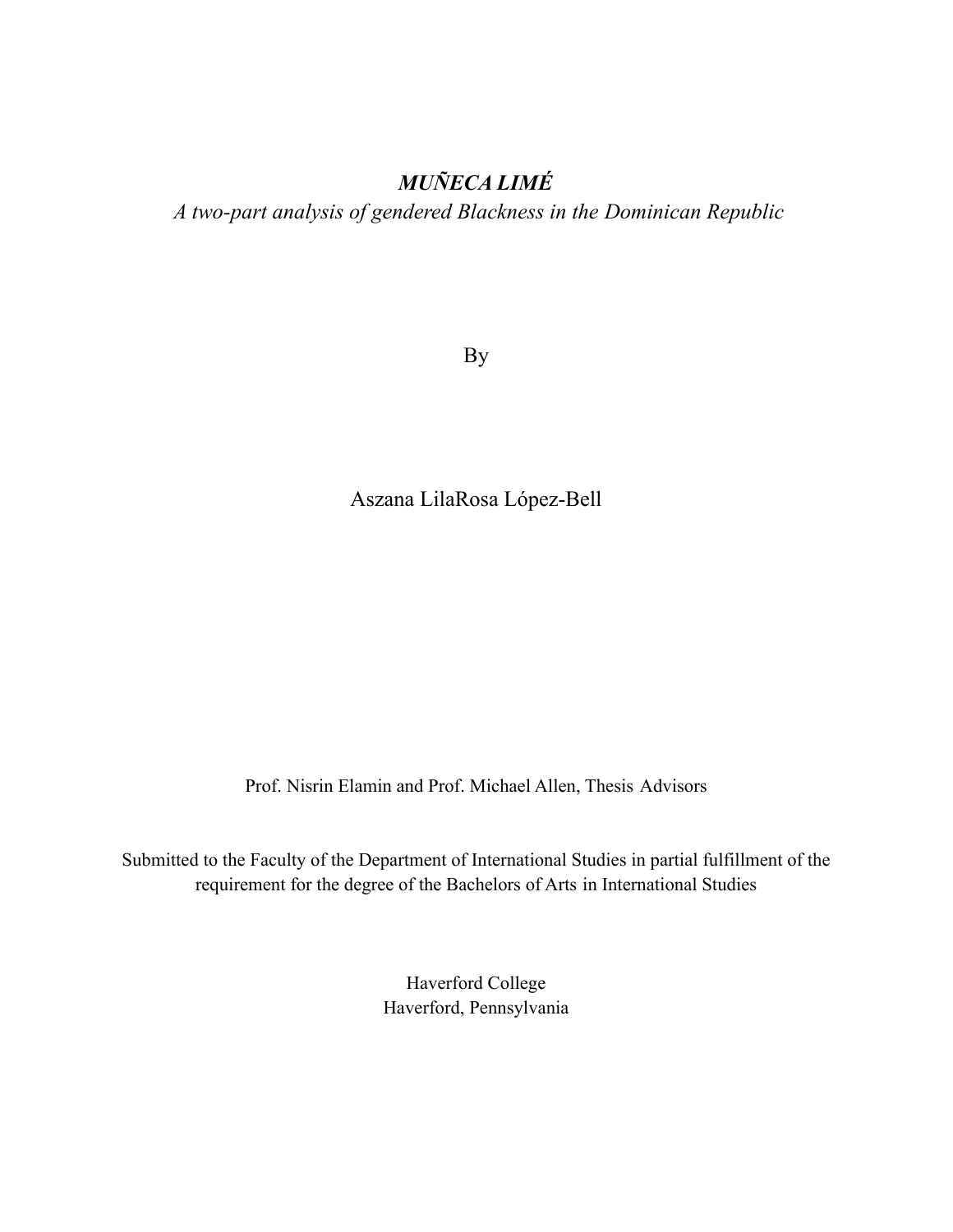# ***MUÑECA LIMÉ***

*A two-part analysis of gendered Blackness in the Dominican Republic*

By

Aszana LilaRosa López-Bell

Prof. Nisrin Elamin and Prof. Michael Allen, Thesis Advisors

Submitted to the Faculty of the Department of International Studies in partial fulfillment of the requirement for the degree of the Bachelors of Arts in International Studies

Haverford College
Haverford, Pennsylvania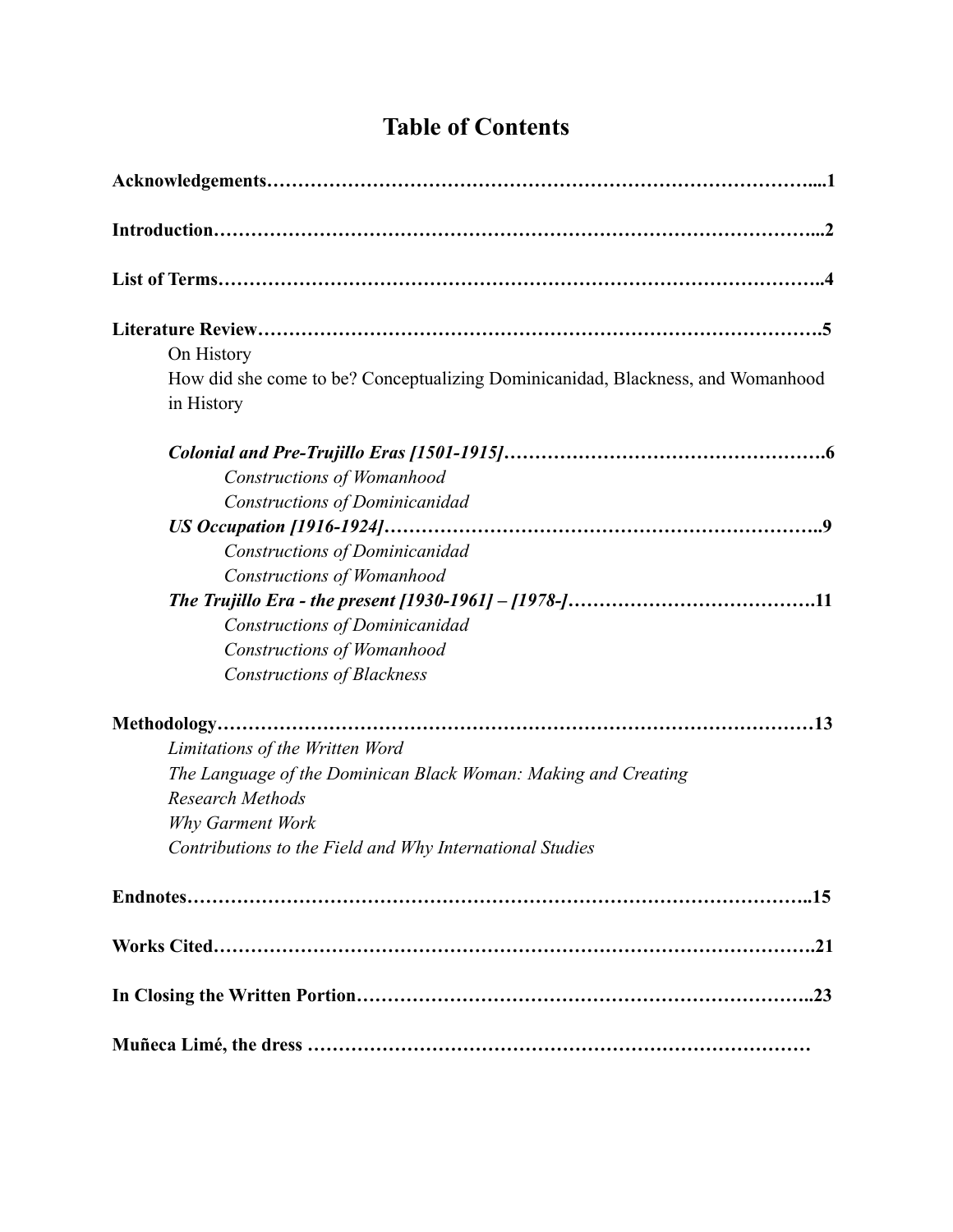# Table of Contents

**Acknowledgements…………………………………………………………………………....1**

**Introduction………………………………………………………………………………...2**

**List of Terms………………………………………………………………………………..4**

**Literature Review…………………………………………………………………………….5**

On History

How did she come to be? Conceptualizing Dominicanidad, Blackness, and Womanhood in History

***Colonial and Pre-Trujillo Eras [1501-1915]…………………………………………….6***

*Constructions of Womanhood*

*Constructions of Dominicanidad*

***US Occupation [1916-1924]……………………………………………………………..9***

*Constructions of Dominicanidad*

*Constructions of Womanhood*

***The Trujillo Era - the present [1930-1961] – [1978-]………………………………….11***

*Constructions of Dominicanidad*

*Constructions of Womanhood*

*Constructions of Blackness*

**Methodology………………………………………………………………………………13**

*Limitations of the Written Word*

*The Language of the Dominican Black Woman: Making and Creating*

*Research Methods*

*Why Garment Work*

*Contributions to the Field and Why International Studies*

**Endnotes…………………………………………………………………………………..15**

**Works Cited……………………………………………………………………………….21**

**In Closing the Written Portion…………………………………………………………..23**

**Muñeca Limé, the dress ……………………………………………………………………**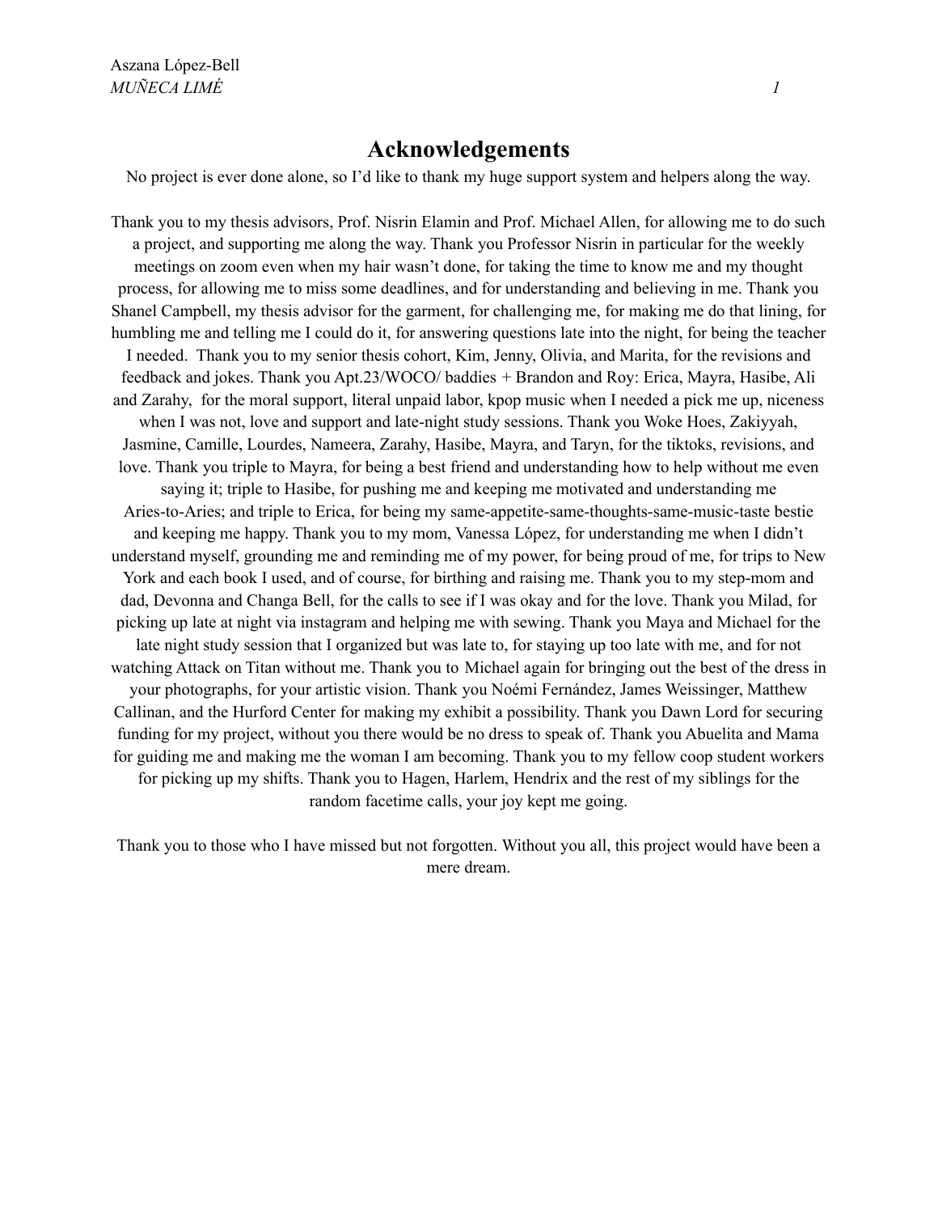# Acknowledgements

No project is ever done alone, so I'd like to thank my huge support system and helpers along the way.

Thank you to my thesis advisors, Prof. Nisrin Elamin and Prof. Michael Allen, for allowing me to do such a project, and supporting me along the way. Thank you Professor Nisrin in particular for the weekly meetings on zoom even when my hair wasn't done, for taking the time to know me and my thought process, for allowing me to miss some deadlines, and for understanding and believing in me. Thank you Shanel Campbell, my thesis advisor for the garment, for challenging me, for making me do that lining, for humbling me and telling me I could do it, for answering questions late into the night, for being the teacher I needed. Thank you to my senior thesis cohort, Kim, Jenny, Olivia, and Marita, for the revisions and feedback and jokes. Thank you Apt.23/WOCO/ baddies + Brandon and Roy: Erica, Mayra, Hasibe, Ali and Zarahy, for the moral support, literal unpaid labor, kpop music when I needed a pick me up, niceness when I was not, love and support and late-night study sessions. Thank you Woke Hoes, Zakiyyah, Jasmine, Camille, Lourdes, Nameera, Zarahy, Hasibe, Mayra, and Taryn, for the tiktoks, revisions, and love. Thank you triple to Mayra, for being a best friend and understanding how to help without me even saying it; triple to Hasibe, for pushing me and keeping me motivated and understanding me Aries-to-Aries; and triple to Erica, for being my same-appetite-same-thoughts-same-music-taste bestie and keeping me happy. Thank you to my mom, Vanessa López, for understanding me when I didn't understand myself, grounding me and reminding me of my power, for being proud of me, for trips to New York and each book I used, and of course, for birthing and raising me. Thank you to my step-mom and dad, Devonna and Changa Bell, for the calls to see if I was okay and for the love. Thank you Milad, for picking up late at night via instagram and helping me with sewing. Thank you Maya and Michael for the late night study session that I organized but was late to, for staying up too late with me, and for not watching Attack on Titan without me. Thank you to Michael again for bringing out the best of the dress in your photographs, for your artistic vision. Thank you Noémi Fernández, James Weissinger, Matthew Callinan, and the Hurford Center for making my exhibit a possibility. Thank you Dawn Lord for securing funding for my project, without you there would be no dress to speak of. Thank you Abuelita and Mama for guiding me and making me the woman I am becoming. Thank you to my fellow coop student workers for picking up my shifts. Thank you to Hagen, Harlem, Hendrix and the rest of my siblings for the random facetime calls, your joy kept me going.

Thank you to those who I have missed but not forgotten. Without you all, this project would have been a mere dream.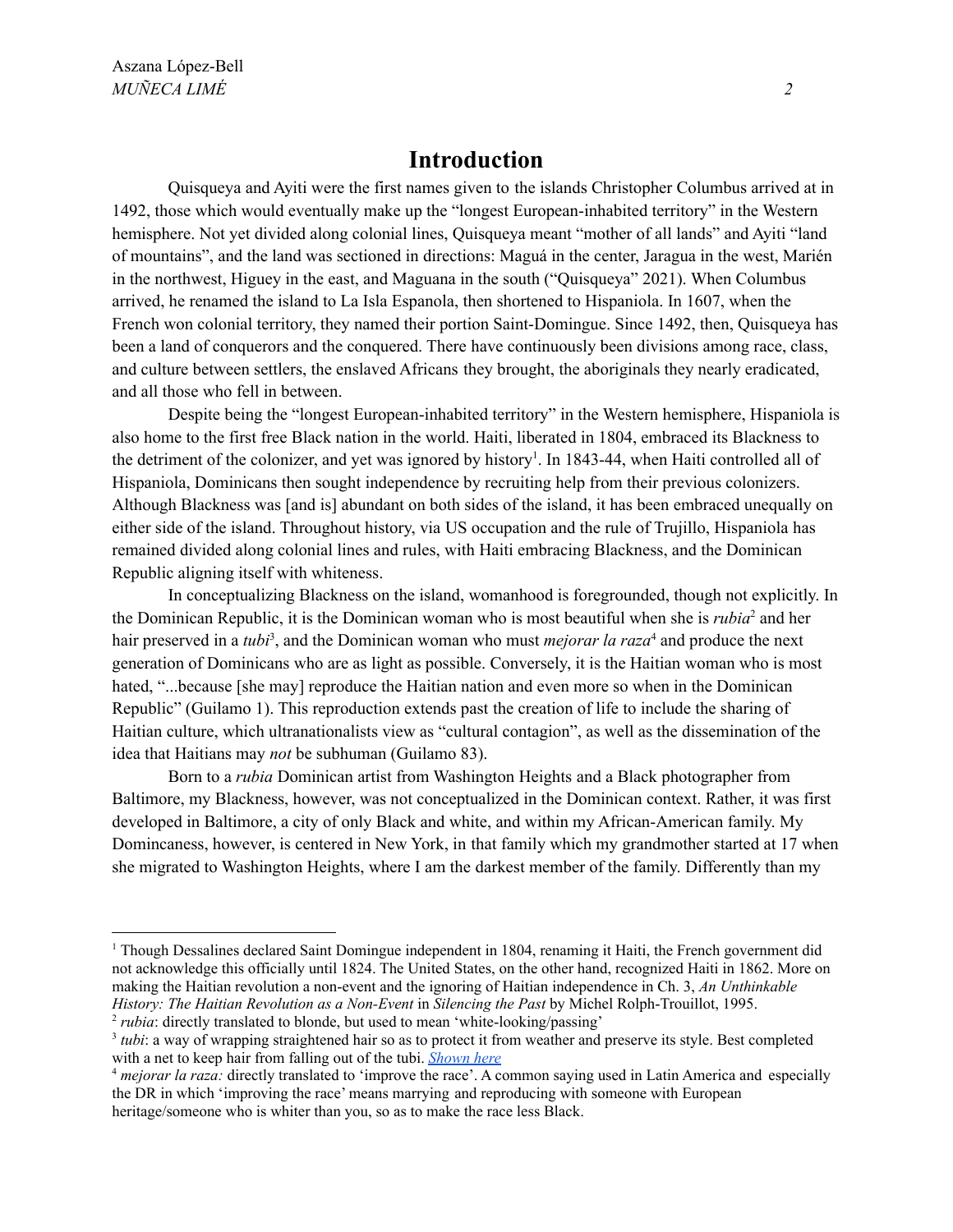# Introduction

Quisqueya and Ayiti were the first names given to the islands Christopher Columbus arrived at in 1492, those which would eventually make up the "longest European-inhabited territory" in the Western hemisphere. Not yet divided along colonial lines, Quisqueya meant "mother of all lands" and Ayiti "land of mountains", and the land was sectioned in directions: Maguá in the center, Jaragua in the west, Marién in the northwest, Higuey in the east, and Maguana in the south ("Quisqueya" 2021). When Columbus arrived, he renamed the island to La Isla Espanola, then shortened to Hispaniola. In 1607, when the French won colonial territory, they named their portion Saint-Domingue. Since 1492, then, Quisqueya has been a land of conquerors and the conquered. There have continuously been divisions among race, class, and culture between settlers, the enslaved Africans they brought, the aboriginals they nearly eradicated, and all those who fell in between.

Despite being the "longest European-inhabited territory" in the Western hemisphere, Hispaniola is also home to the first free Black nation in the world. Haiti, liberated in 1804, embraced its Blackness to the detriment of the colonizer, and yet was ignored by history[1]. In 1843-44, when Haiti controlled all of Hispaniola, Dominicans then sought independence by recruiting help from their previous colonizers. Although Blackness was [and is] abundant on both sides of the island, it has been embraced unequally on either side of the island. Throughout history, via US occupation and the rule of Trujillo, Hispaniola has remained divided along colonial lines and rules, with Haiti embracing Blackness, and the Dominican Republic aligning itself with whiteness.

In conceptualizing Blackness on the island, womanhood is foregrounded, though not explicitly. In the Dominican Republic, it is the Dominican woman who is most beautiful when she is *rubia*[2] and her hair preserved in a *tubi*[3], and the Dominican woman who must *mejorar la raza*[4] and produce the next generation of Dominicans who are as light as possible. Conversely, it is the Haitian woman who is most hated, "...because [she may] reproduce the Haitian nation and even more so when in the Dominican Republic" (Guilamo 1). This reproduction extends past the creation of life to include the sharing of Haitian culture, which ultranationalists view as "cultural contagion", as well as the dissemination of the idea that Haitians may *not* be subhuman (Guilamo 83).

Born to a *rubia* Dominican artist from Washington Heights and a Black photographer from Baltimore, my Blackness, however, was not conceptualized in the Dominican context. Rather, it was first developed in Baltimore, a city of only Black and white, and within my African-American family. My Domincaness, however, is centered in New York, in that family which my grandmother started at 17 when she migrated to Washington Heights, where I am the darkest member of the family. Differently than my

---

[1] Though Dessalines declared Saint Domingue independent in 1804, renaming it Haiti, the French government did not acknowledge this officially until 1824. The United States, on the other hand, recognized Haiti in 1862. More on making the Haitian revolution a non-event and the ignoring of Haitian independence in Ch. 3, *An Unthinkable History: The Haitian Revolution as a Non-Event* in *Silencing the Past* by Michel Rolph-Trouillot, 1995.

[2] *rubia*: directly translated to blonde, but used to mean 'white-looking/passing'

[3] *tubi*: a way of wrapping straightened hair so as to protect it from weather and preserve its style. Best completed with a net to keep hair from falling out of the tubi. *Shown here*

[4] *mejorar la raza:* directly translated to 'improve the race'. A common saying used in Latin America and especially the DR in which 'improving the race' means marrying and reproducing with someone with European heritage/someone who is whiter than you, so as to make the race less Black.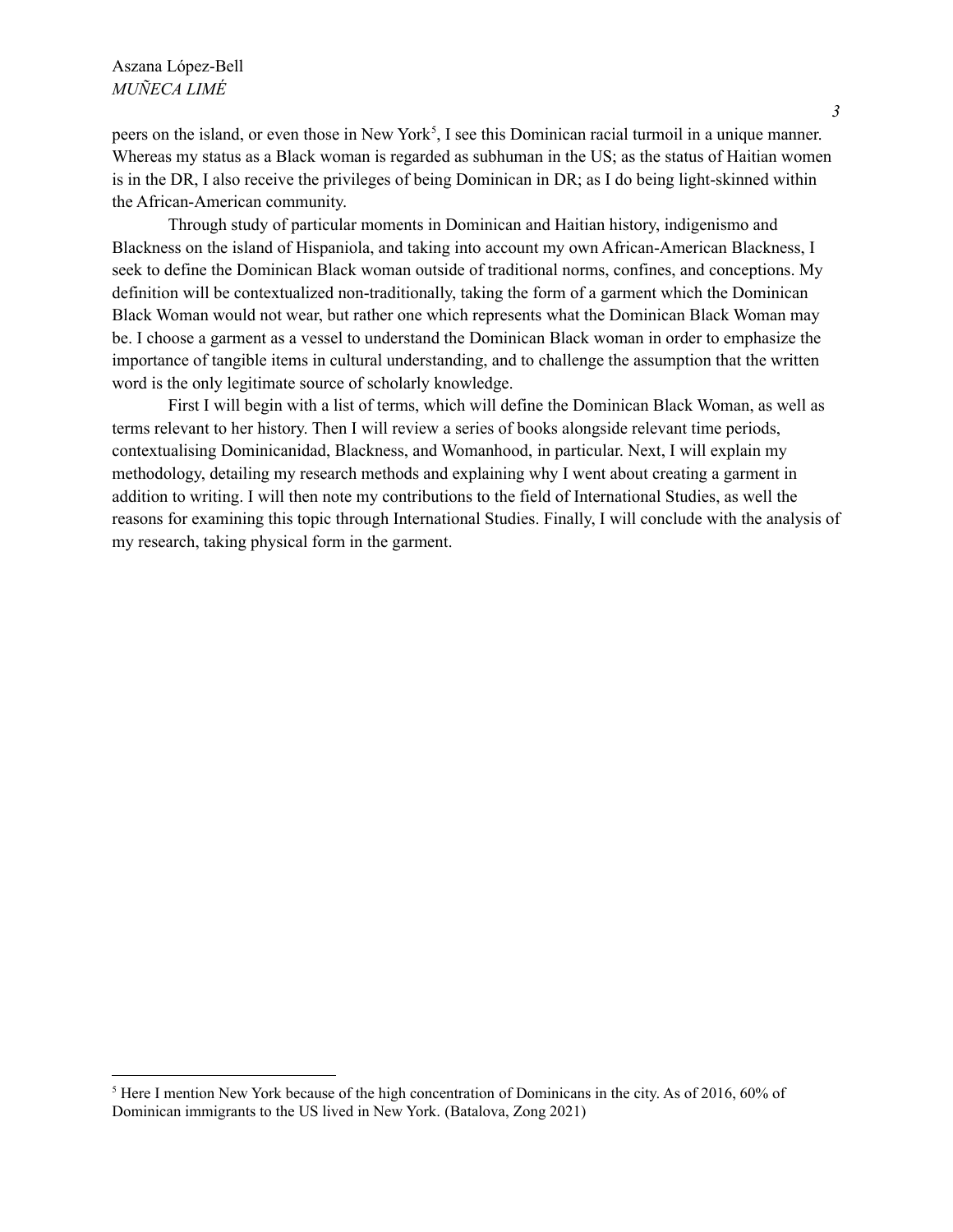peers on the island, or even those in New York[5], I see this Dominican racial turmoil in a unique manner. Whereas my status as a Black woman is regarded as subhuman in the US; as the status of Haitian women is in the DR, I also receive the privileges of being Dominican in DR; as I do being light-skinned within the African-American community.

Through study of particular moments in Dominican and Haitian history, indigenismo and Blackness on the island of Hispaniola, and taking into account my own African-American Blackness, I seek to define the Dominican Black woman outside of traditional norms, confines, and conceptions. My definition will be contextualized non-traditionally, taking the form of a garment which the Dominican Black Woman would not wear, but rather one which represents what the Dominican Black Woman may be. I choose a garment as a vessel to understand the Dominican Black woman in order to emphasize the importance of tangible items in cultural understanding, and to challenge the assumption that the written word is the only legitimate source of scholarly knowledge.

First I will begin with a list of terms, which will define the Dominican Black Woman, as well as terms relevant to her history. Then I will review a series of books alongside relevant time periods, contextualising Dominicanidad, Blackness, and Womanhood, in particular. Next, I will explain my methodology, detailing my research methods and explaining why I went about creating a garment in addition to writing. I will then note my contributions to the field of International Studies, as well the reasons for examining this topic through International Studies. Finally, I will conclude with the analysis of my research, taking physical form in the garment.

[5] Here I mention New York because of the high concentration of Dominicans in the city. As of 2016, 60% of Dominican immigrants to the US lived in New York. (Batalova, Zong 2021)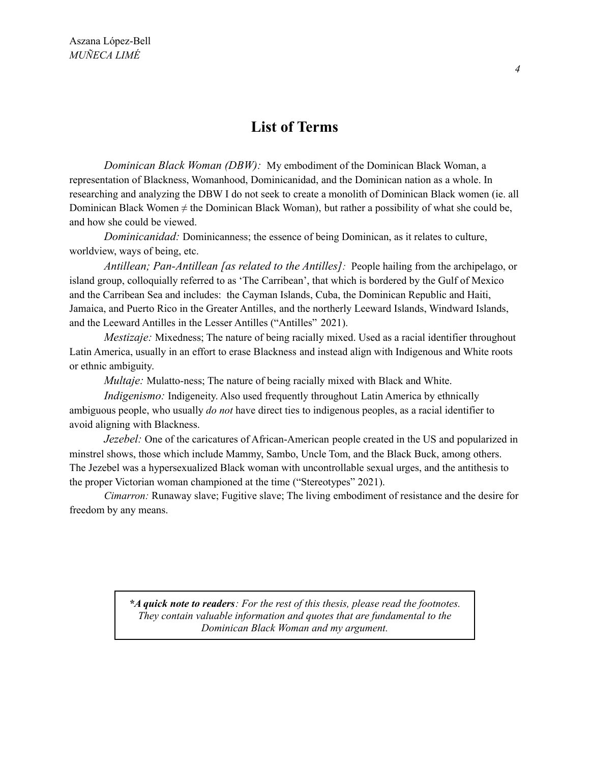## List of Terms

*Dominican Black Woman (DBW):* My embodiment of the Dominican Black Woman, a representation of Blackness, Womanhood, Dominicanidad, and the Dominican nation as a whole. In researching and analyzing the DBW I do not seek to create a monolith of Dominican Black women (ie. all Dominican Black Women ≠ the Dominican Black Woman), but rather a possibility of what she could be, and how she could be viewed.

*Dominicanidad:* Dominicanness; the essence of being Dominican, as it relates to culture, worldview, ways of being, etc.

*Antillean; Pan-Antillean [as related to the Antilles]:* People hailing from the archipelago, or island group, colloquially referred to as 'The Carribean', that which is bordered by the Gulf of Mexico and the Carribean Sea and includes: the Cayman Islands, Cuba, the Dominican Republic and Haiti, Jamaica, and Puerto Rico in the Greater Antilles, and the northerly Leeward Islands, Windward Islands, and the Leeward Antilles in the Lesser Antilles ("Antilles" 2021).

*Mestizaje:* Mixedness; The nature of being racially mixed. Used as a racial identifier throughout Latin America, usually in an effort to erase Blackness and instead align with Indigenous and White roots or ethnic ambiguity.

*Multaje:* Mulatto-ness; The nature of being racially mixed with Black and White.

*Indigenismo:* Indigeneity. Also used frequently throughout Latin America by ethnically ambiguous people, who usually *do not* have direct ties to indigenous peoples, as a racial identifier to avoid aligning with Blackness.

*Jezebel:* One of the caricatures of African-American people created in the US and popularized in minstrel shows, those which include Mammy, Sambo, Uncle Tom, and the Black Buck, among others. The Jezebel was a hypersexualized Black woman with uncontrollable sexual urges, and the antithesis to the proper Victorian woman championed at the time ("Stereotypes" 2021).

*Cimarron:* Runaway slave; Fugitive slave; The living embodiment of resistance and the desire for freedom by any means.

***A quick note to readers**: For the rest of this thesis, please read the footnotes. They contain valuable information and quotes that are fundamental to the Dominican Black Woman and my argument.*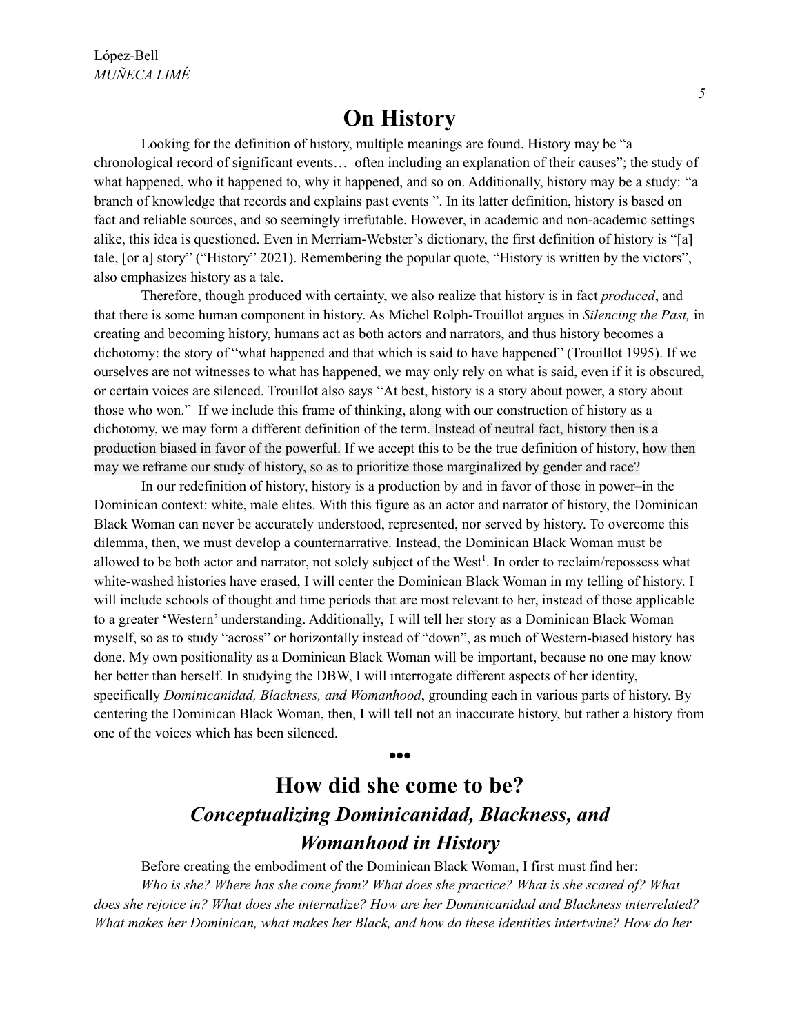# On History

Looking for the definition of history, multiple meanings are found. History may be "a chronological record of significant events… often including an explanation of their causes"; the study of what happened, who it happened to, why it happened, and so on. Additionally, history may be a study: "a branch of knowledge that records and explains past events ". In its latter definition, history is based on fact and reliable sources, and so seemingly irrefutable. However, in academic and non-academic settings alike, this idea is questioned. Even in Merriam-Webster's dictionary, the first definition of history is "[a] tale, [or a] story" ("History" 2021). Remembering the popular quote, "History is written by the victors", also emphasizes history as a tale.

Therefore, though produced with certainty, we also realize that history is in fact *produced*, and that there is some human component in history. As Michel Rolph-Trouillot argues in *Silencing the Past,* in creating and becoming history, humans act as both actors and narrators, and thus history becomes a dichotomy: the story of "what happened and that which is said to have happened" (Trouillot 1995). If we ourselves are not witnesses to what has happened, we may only rely on what is said, even if it is obscured, or certain voices are silenced. Trouillot also says "At best, history is a story about power, a story about those who won." If we include this frame of thinking, along with our construction of history as a dichotomy, we may form a different definition of the term. Instead of neutral fact, history then is a production biased in favor of the powerful. If we accept this to be the true definition of history, how then may we reframe our study of history, so as to prioritize those marginalized by gender and race?

In our redefinition of history, history is a production by and in favor of those in power–in the Dominican context: white, male elites. With this figure as an actor and narrator of history, the Dominican Black Woman can never be accurately understood, represented, nor served by history. To overcome this dilemma, then, we must develop a counternarrative. Instead, the Dominican Black Woman must be allowed to be both actor and narrator, not solely subject of the West[1]. In order to reclaim/repossess what white-washed histories have erased, I will center the Dominican Black Woman in my telling of history. I will include schools of thought and time periods that are most relevant to her, instead of those applicable to a greater 'Western' understanding. Additionally, I will tell her story as a Dominican Black Woman myself, so as to study "across" or horizontally instead of "down", as much of Western-biased history has done. My own positionality as a Dominican Black Woman will be important, because no one may know her better than herself. In studying the DBW, I will interrogate different aspects of her identity, specifically *Dominicanidad, Blackness, and Womanhood*, grounding each in various parts of history. By centering the Dominican Black Woman, then, I will tell not an inaccurate history, but rather a history from one of the voices which has been silenced.

•••

# How did she come to be?
## *Conceptualizing Dominicanidad, Blackness, and Womanhood in History*

Before creating the embodiment of the Dominican Black Woman, I first must find her:

*Who is she? Where has she come from? What does she practice? What is she scared of? What does she rejoice in? What does she internalize? How are her Dominicanidad and Blackness interrelated? What makes her Dominican, what makes her Black, and how do these identities intertwine? How do her*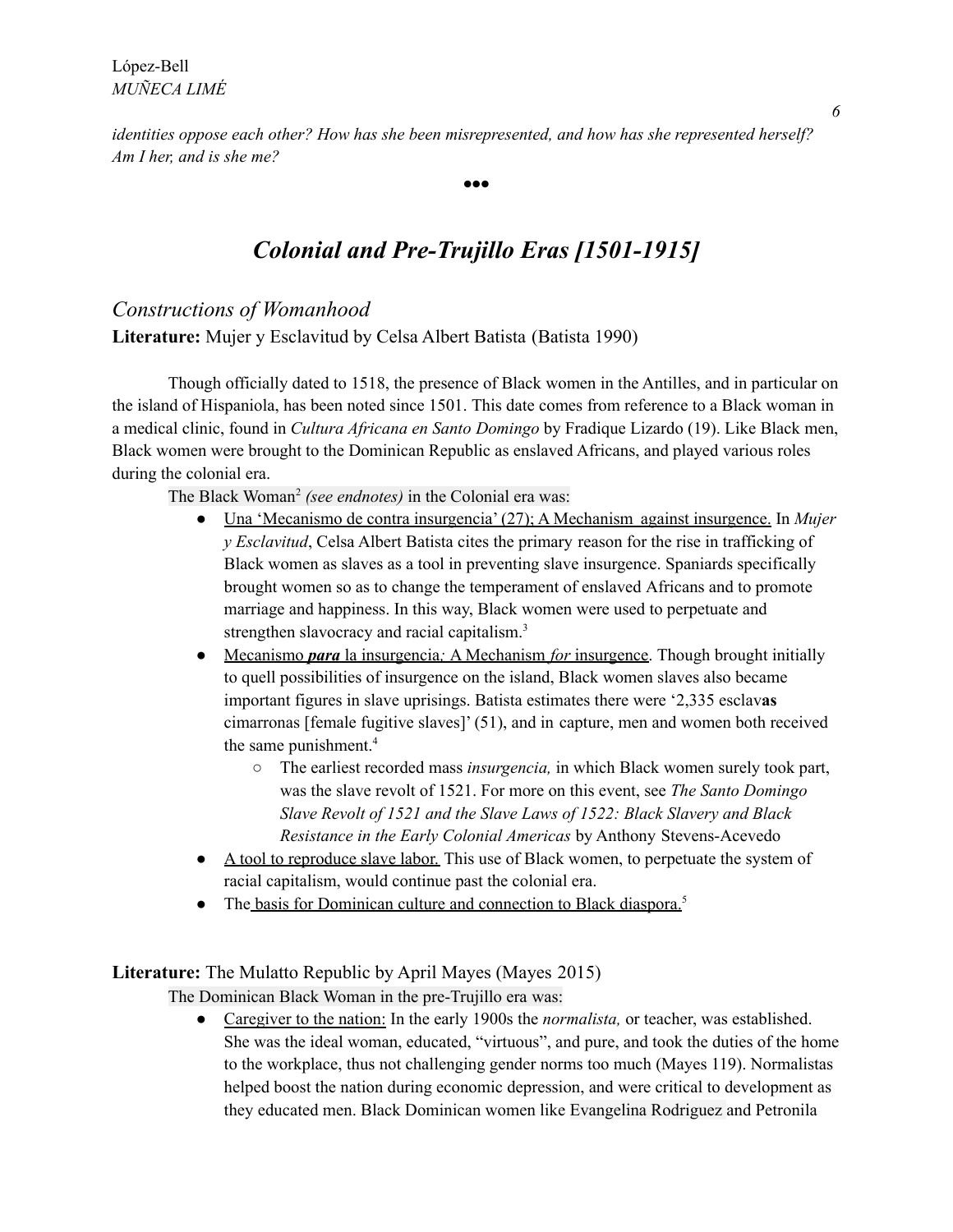*identities oppose each other? How has she been misrepresented, and how has she represented herself? Am I her, and is she me?*

•••

# *Colonial and Pre-Trujillo Eras [1501-1915]*

## *Constructions of Womanhood*

**Literature:** Mujer y Esclavitud by Celsa Albert Batista (Batista 1990)

Though officially dated to 1518, the presence of Black women in the Antilles, and in particular on the island of Hispaniola, has been noted since 1501. This date comes from reference to a Black woman in a medical clinic, found in *Cultura Africana en Santo Domingo* by Fradique Lizardo (19). Like Black men, Black women were brought to the Dominican Republic as enslaved Africans, and played various roles during the colonial era.

The Black Woman[2] *(see endnotes)* in the Colonial era was:

- Una 'Mecanismo de contra insurgencia' (27); A Mechanism against insurgence. In *Mujer y Esclavitud*, Celsa Albert Batista cites the primary reason for the rise in trafficking of Black women as slaves as a tool in preventing slave insurgence. Spaniards specifically brought women so as to change the temperament of enslaved Africans and to promote marriage and happiness. In this way, Black women were used to perpetuate and strengthen slavocracy and racial capitalism.[3]
- Mecanismo ***para*** la insurgencia*;* A Mechanism *for* insurgence. Though brought initially to quell possibilities of insurgence on the island, Black women slaves also became important figures in slave uprisings. Batista estimates there were '2,335 esclav**as** cimarronas [female fugitive slaves]' (51), and in capture, men and women both received the same punishment.[4]
  - The earliest recorded mass *insurgencia,* in which Black women surely took part, was the slave revolt of 1521. For more on this event, see *The Santo Domingo Slave Revolt of 1521 and the Slave Laws of 1522: Black Slavery and Black Resistance in the Early Colonial Americas* by Anthony Stevens-Acevedo
- A tool to reproduce slave labor. This use of Black women, to perpetuate the system of racial capitalism, would continue past the colonial era.
- The basis for Dominican culture and connection to Black diaspora.[5]

**Literature:** The Mulatto Republic by April Mayes (Mayes 2015)

The Dominican Black Woman in the pre-Trujillo era was:

- Caregiver to the nation: In the early 1900s the *normalista,* or teacher, was established. She was the ideal woman, educated, "virtuous", and pure, and took the duties of the home to the workplace, thus not challenging gender norms too much (Mayes 119). Normalistas helped boost the nation during economic depression, and were critical to development as they educated men. Black Dominican women like Evangelina Rodriguez and Petronila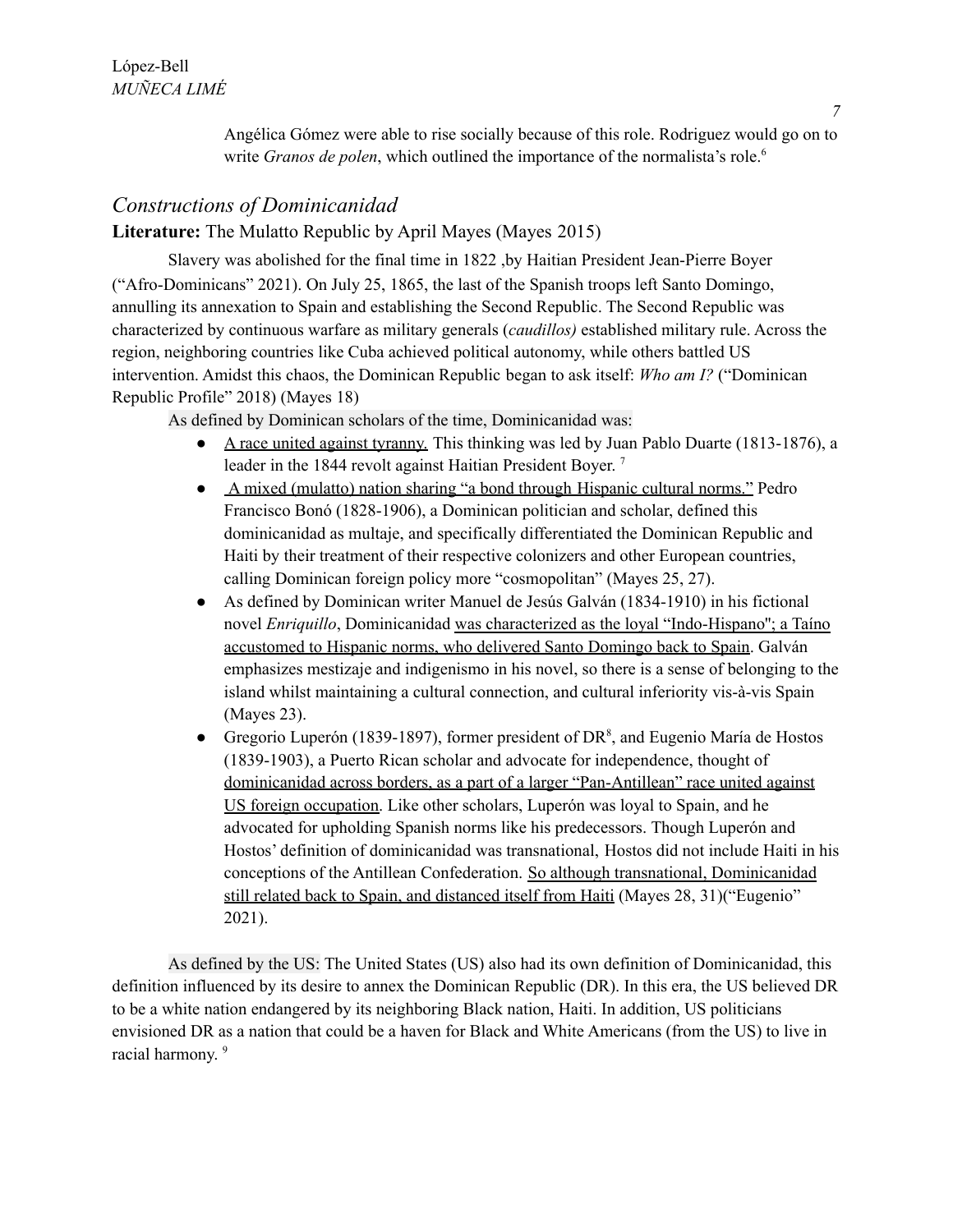Angélica Gómez were able to rise socially because of this role. Rodriguez would go on to write *Granos de polen*, which outlined the importance of the normalista's role.[6]

## *Constructions of Dominicanidad*

**Literature:** The Mulatto Republic by April Mayes (Mayes 2015)

Slavery was abolished for the final time in 1822 ,by Haitian President Jean-Pierre Boyer ("Afro-Dominicans" 2021). On July 25, 1865, the last of the Spanish troops left Santo Domingo, annulling its annexation to Spain and establishing the Second Republic. The Second Republic was characterized by continuous warfare as military generals (*caudillos)* established military rule. Across the region, neighboring countries like Cuba achieved political autonomy, while others battled US intervention. Amidst this chaos, the Dominican Republic began to ask itself: *Who am I?* ("Dominican Republic Profile" 2018) (Mayes 18)

As defined by Dominican scholars of the time, Dominicanidad was:

- A race united against tyranny. This thinking was led by Juan Pablo Duarte (1813-1876), a leader in the 1844 revolt against Haitian President Boyer. [7]
- A mixed (mulatto) nation sharing "a bond through Hispanic cultural norms." Pedro Francisco Bonó (1828-1906), a Dominican politician and scholar, defined this dominicanidad as multaje, and specifically differentiated the Dominican Republic and Haiti by their treatment of their respective colonizers and other European countries, calling Dominican foreign policy more "cosmopolitan" (Mayes 25, 27).
- As defined by Dominican writer Manuel de Jesús Galván (1834-1910) in his fictional novel *Enriquillo*, Dominicanidad was characterized as the loyal "Indo-Hispano"; a Taíno accustomed to Hispanic norms, who delivered Santo Domingo back to Spain. Galván emphasizes mestizaje and indigenismo in his novel, so there is a sense of belonging to the island whilst maintaining a cultural connection, and cultural inferiority vis-à-vis Spain (Mayes 23).
- Gregorio Luperón (1839-1897), former president of DR[8], and Eugenio María de Hostos (1839-1903), a Puerto Rican scholar and advocate for independence, thought of dominicanidad across borders, as a part of a larger "Pan-Antillean" race united against US foreign occupation. Like other scholars, Luperón was loyal to Spain, and he advocated for upholding Spanish norms like his predecessors. Though Luperón and Hostos' definition of dominicanidad was transnational, Hostos did not include Haiti in his conceptions of the Antillean Confederation. So although transnational, Dominicanidad still related back to Spain, and distanced itself from Haiti (Mayes 28, 31)("Eugenio" 2021).

As defined by the US: The United States (US) also had its own definition of Dominicanidad, this definition influenced by its desire to annex the Dominican Republic (DR). In this era, the US believed DR to be a white nation endangered by its neighboring Black nation, Haiti. In addition, US politicians envisioned DR as a nation that could be a haven for Black and White Americans (from the US) to live in racial harmony. [9]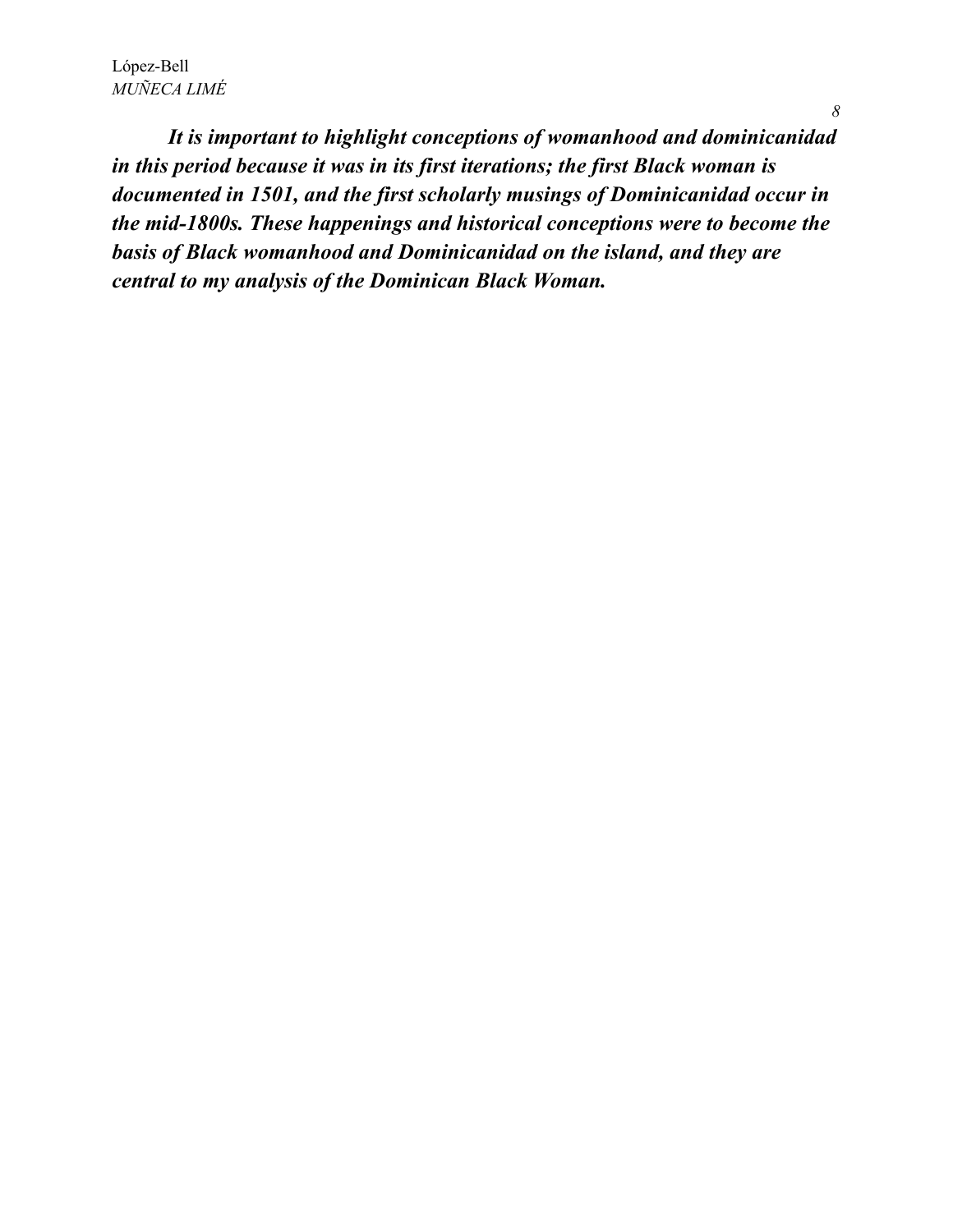***It is important to highlight conceptions of womanhood and dominicanidad in this period because it was in its first iterations; the first Black woman is documented in 1501, and the first scholarly musings of Dominicanidad occur in the mid-1800s. These happenings and historical conceptions were to become the basis of Black womanhood and Dominicanidad on the island, and they are central to my analysis of the Dominican Black Woman.***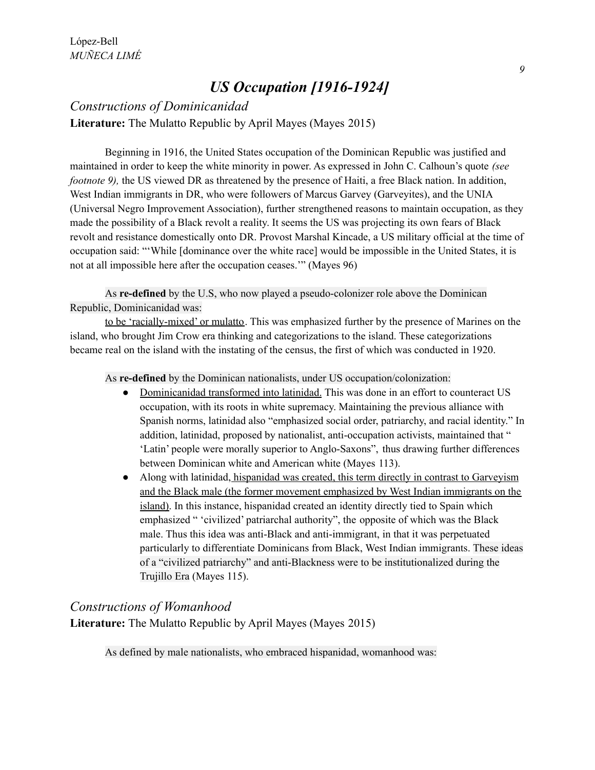# *US Occupation [1916-1924]*

## *Constructions of Dominicanidad*

**Literature:** The Mulatto Republic by April Mayes (Mayes 2015)

Beginning in 1916, the United States occupation of the Dominican Republic was justified and maintained in order to keep the white minority in power. As expressed in John C. Calhoun's quote *(see footnote 9),* the US viewed DR as threatened by the presence of Haiti, a free Black nation. In addition, West Indian immigrants in DR, who were followers of Marcus Garvey (Garveyites), and the UNIA (Universal Negro Improvement Association), further strengthened reasons to maintain occupation, as they made the possibility of a Black revolt a reality. It seems the US was projecting its own fears of Black revolt and resistance domestically onto DR. Provost Marshal Kincade, a US military official at the time of occupation said: "'While [dominance over the white race] would be impossible in the United States, it is not at all impossible here after the occupation ceases.'" (Mayes 96)

As **re-defined** by the U.S, who now played a pseudo-colonizer role above the Dominican Republic, Dominicanidad was:

to be 'racially-mixed' or mulatto. This was emphasized further by the presence of Marines on the island, who brought Jim Crow era thinking and categorizations to the island. These categorizations became real on the island with the instating of the census, the first of which was conducted in 1920.

As **re-defined** by the Dominican nationalists, under US occupation/colonization:

- Dominicanidad transformed into latinidad. This was done in an effort to counteract US occupation, with its roots in white supremacy. Maintaining the previous alliance with Spanish norms, latinidad also "emphasized social order, patriarchy, and racial identity." In addition, latinidad, proposed by nationalist, anti-occupation activists, maintained that " 'Latin' people were morally superior to Anglo-Saxons", thus drawing further differences between Dominican white and American white (Mayes 113).
- Along with latinidad, hispanidad was created, this term directly in contrast to Garveyism and the Black male (the former movement emphasized by West Indian immigrants on the island). In this instance, hispanidad created an identity directly tied to Spain which emphasized " 'civilized' patriarchal authority", the opposite of which was the Black male. Thus this idea was anti-Black and anti-immigrant, in that it was perpetuated particularly to differentiate Dominicans from Black, West Indian immigrants. These ideas of a "civilized patriarchy" and anti-Blackness were to be institutionalized during the Trujillo Era (Mayes 115).

## *Constructions of Womanhood*

**Literature:** The Mulatto Republic by April Mayes (Mayes 2015)

As defined by male nationalists, who embraced hispanidad, womanhood was: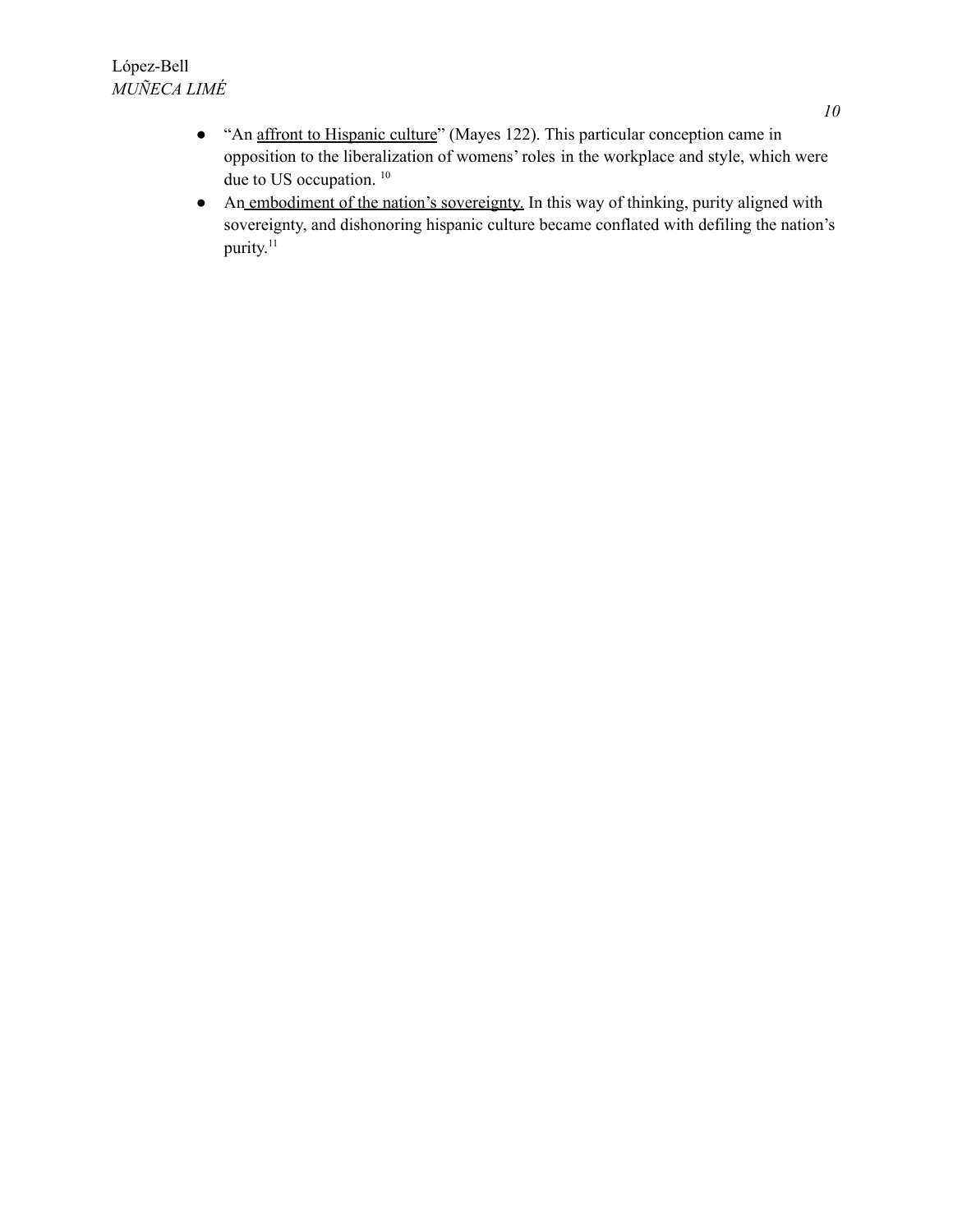- "An <u>affront to Hispanic culture</u>" (Mayes 122). This particular conception came in opposition to the liberalization of womens' roles in the workplace and style, which were due to US occupation. [10]
- An <u>embodiment of the nation's sovereignty.</u> In this way of thinking, purity aligned with sovereignty, and dishonoring hispanic culture became conflated with defiling the nation's purity.[11]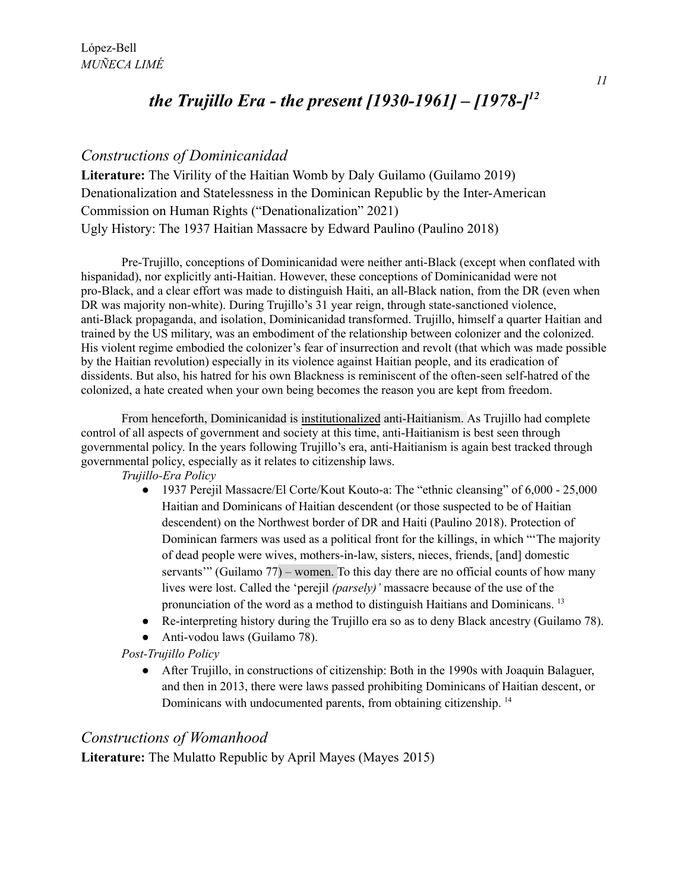# *the Trujillo Era - the present [1930-1961] – [1978-]*[12]

## *Constructions of Dominicanidad*

**Literature:** The Virility of the Haitian Womb by Daly Guilamo (Guilamo 2019)
Denationalization and Statelessness in the Dominican Republic by the Inter-American Commission on Human Rights ("Denationalization" 2021)
Ugly History: The 1937 Haitian Massacre by Edward Paulino (Paulino 2018)

Pre-Trujillo, conceptions of Dominicanidad were neither anti-Black (except when conflated with hispanidad), nor explicitly anti-Haitian. However, these conceptions of Dominicanidad were not pro-Black, and a clear effort was made to distinguish Haiti, an all-Black nation, from the DR (even when DR was majority non-white). During Trujillo's 31 year reign, through state-sanctioned violence, anti-Black propaganda, and isolation, Dominicanidad transformed. Trujillo, himself a quarter Haitian and trained by the US military, was an embodiment of the relationship between colonizer and the colonized. His violent regime embodied the colonizer's fear of insurrection and revolt (that which was made possible by the Haitian revolution) especially in its violence against Haitian people, and its eradication of dissidents. But also, his hatred for his own Blackness is reminiscent of the often-seen self-hatred of the colonized, a hate created when your own being becomes the reason you are kept from freedom.

From henceforth, Dominicanidad is institutionalized anti-Haitianism. As Trujillo had complete control of all aspects of government and society at this time, anti-Haitianism is best seen through governmental policy. In the years following Trujillo's era, anti-Haitianism is again best tracked through governmental policy, especially as it relates to citizenship laws.

*Trujillo-Era Policy*

- 1937 Perejil Massacre/El Corte/Kout Kouto-a: The "ethnic cleansing" of 6,000 - 25,000 Haitian and Dominicans of Haitian descendent (or those suspected to be of Haitian descendent) on the Northwest border of DR and Haiti (Paulino 2018). Protection of Dominican farmers was used as a political front for the killings, in which "'The majority of dead people were wives, mothers-in-law, sisters, nieces, friends, [and] domestic servants'" (Guilamo 77) – women. To this day there are no official counts of how many lives were lost. Called the 'perejil *(parsely)'* massacre because of the use of the pronunciation of the word as a method to distinguish Haitians and Dominicans. [13]
- Re-interpreting history during the Trujillo era so as to deny Black ancestry (Guilamo 78).
- Anti-vodou laws (Guilamo 78).

*Post-Trujillo Policy*

- After Trujillo, in constructions of citizenship: Both in the 1990s with Joaquin Balaguer, and then in 2013, there were laws passed prohibiting Dominicans of Haitian descent, or Dominicans with undocumented parents, from obtaining citizenship. [14]

## *Constructions of Womanhood*

**Literature:** The Mulatto Republic by April Mayes (Mayes 2015)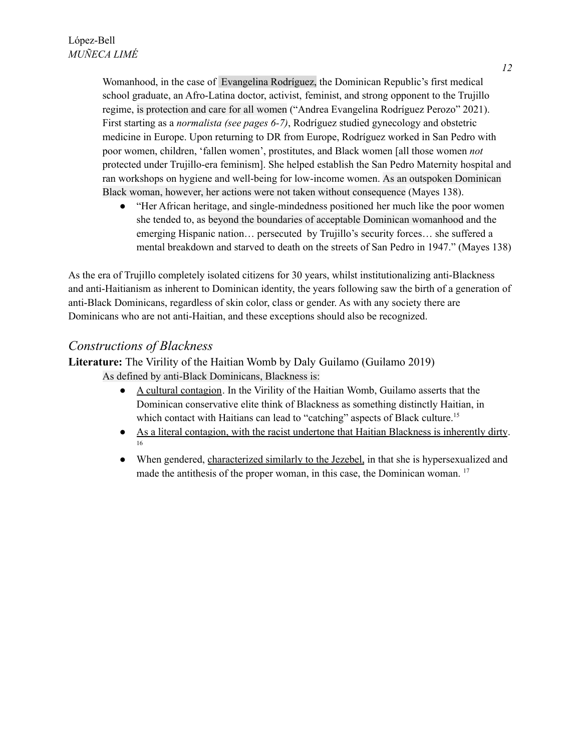Womanhood, in the case of Evangelina Rodríguez, the Dominican Republic's first medical school graduate, an Afro-Latina doctor, activist, feminist, and strong opponent to the Trujillo regime, is protection and care for all women ("Andrea Evangelina Rodríguez Perozo" 2021). First starting as a *normalista (see pages 6-7)*, Rodríguez studied gynecology and obstetric medicine in Europe. Upon returning to DR from Europe, Rodríguez worked in San Pedro with poor women, children, 'fallen women', prostitutes, and Black women [all those women *not* protected under Trujillo-era feminism]. She helped establish the San Pedro Maternity hospital and ran workshops on hygiene and well-being for low-income women. As an outspoken Dominican Black woman, however, her actions were not taken without consequence (Mayes 138).

- "Her African heritage, and single-mindedness positioned her much like the poor women she tended to, as beyond the boundaries of acceptable Dominican womanhood and the emerging Hispanic nation… persecuted by Trujillo's security forces… she suffered a mental breakdown and starved to death on the streets of San Pedro in 1947." (Mayes 138)

As the era of Trujillo completely isolated citizens for 30 years, whilst institutionalizing anti-Blackness and anti-Haitianism as inherent to Dominican identity, the years following saw the birth of a generation of anti-Black Dominicans, regardless of skin color, class or gender. As with any society there are Dominicans who are not anti-Haitian, and these exceptions should also be recognized.

## *Constructions of Blackness*

**Literature:** The Virility of the Haitian Womb by Daly Guilamo (Guilamo 2019)

As defined by anti-Black Dominicans, Blackness is:

- A cultural contagion. In the Virility of the Haitian Womb, Guilamo asserts that the Dominican conservative elite think of Blackness as something distinctly Haitian, in which contact with Haitians can lead to "catching" aspects of Black culture.[15]
- As a literal contagion, with the racist undertone that Haitian Blackness is inherently dirty.[16]
- When gendered, characterized similarly to the Jezebel, in that she is hypersexualized and made the antithesis of the proper woman, in this case, the Dominican woman.[17]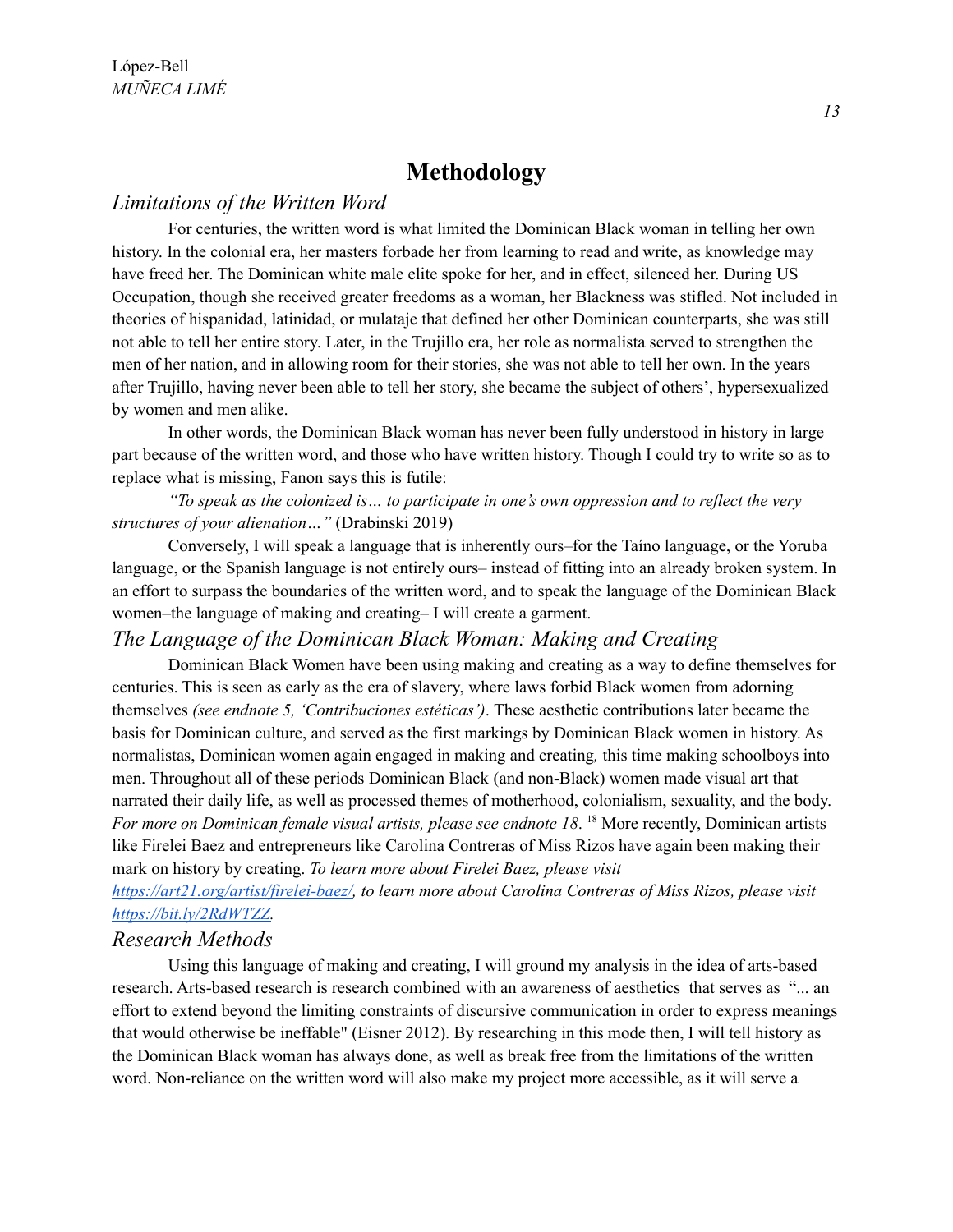# Methodology

## *Limitations of the Written Word*

For centuries, the written word is what limited the Dominican Black woman in telling her own history. In the colonial era, her masters forbade her from learning to read and write, as knowledge may have freed her. The Dominican white male elite spoke for her, and in effect, silenced her. During US Occupation, though she received greater freedoms as a woman, her Blackness was stifled. Not included in theories of hispanidad, latinidad, or mulataje that defined her other Dominican counterparts, she was still not able to tell her entire story. Later, in the Trujillo era, her role as normalista served to strengthen the men of her nation, and in allowing room for their stories, she was not able to tell her own. In the years after Trujillo, having never been able to tell her story, she became the subject of others', hypersexualized by women and men alike.

In other words, the Dominican Black woman has never been fully understood in history in large part because of the written word, and those who have written history. Though I could try to write so as to replace what is missing, Fanon says this is futile:

*"To speak as the colonized is… to participate in one's own oppression and to reflect the very structures of your alienation…"* (Drabinski 2019)

Conversely, I will speak a language that is inherently ours–for the Taíno language, or the Yoruba language, or the Spanish language is not entirely ours– instead of fitting into an already broken system. In an effort to surpass the boundaries of the written word, and to speak the language of the Dominican Black women–the language of making and creating– I will create a garment.

## *The Language of the Dominican Black Woman: Making and Creating*

Dominican Black Women have been using making and creating as a way to define themselves for centuries. This is seen as early as the era of slavery, where laws forbid Black women from adorning themselves *(see endnote 5, 'Contribuciones estéticas')*. These aesthetic contributions later became the basis for Dominican culture, and served as the first markings by Dominican Black women in history. As normalistas, Dominican women again engaged in making and creating*,* this time making schoolboys into men. Throughout all of these periods Dominican Black (and non-Black) women made visual art that narrated their daily life, as well as processed themes of motherhood, colonialism, sexuality, and the body. *For more on Dominican female visual artists, please see endnote 18*. [18] More recently, Dominican artists like Firelei Baez and entrepreneurs like Carolina Contreras of Miss Rizos have again been making their mark on history by creating. *To learn more about Firelei Baez, please visit [https://art21.org/artist/firelei-baez/](https://art21.org/artist/firelei-baez/), to learn more about Carolina Contreras of Miss Rizos, please visit [https://bit.ly/2RdWTZZ](https://bit.ly/2RdWTZZ).*

## *Research Methods*

Using this language of making and creating, I will ground my analysis in the idea of arts-based research. Arts-based research is research combined with an awareness of aesthetics that serves as "... an effort to extend beyond the limiting constraints of discursive communication in order to express meanings that would otherwise be ineffable" (Eisner 2012). By researching in this mode then, I will tell history as the Dominican Black woman has always done, as well as break free from the limitations of the written word. Non-reliance on the written word will also make my project more accessible, as it will serve a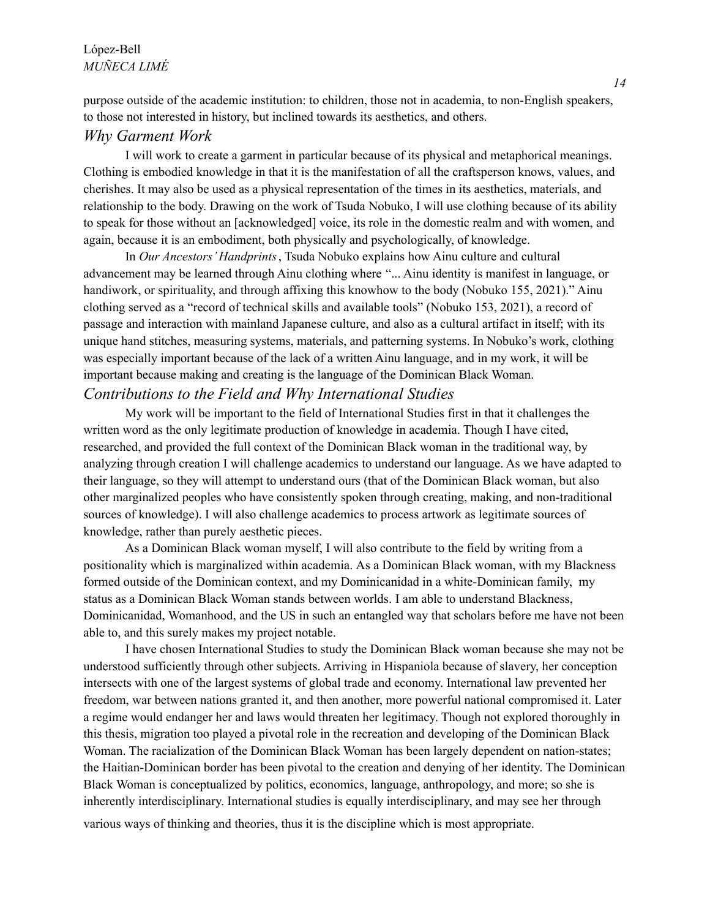purpose outside of the academic institution: to children, those not in academia, to non-English speakers, to those not interested in history, but inclined towards its aesthetics, and others.

### *Why Garment Work*

I will work to create a garment in particular because of its physical and metaphorical meanings. Clothing is embodied knowledge in that it is the manifestation of all the craftsperson knows, values, and cherishes. It may also be used as a physical representation of the times in its aesthetics, materials, and relationship to the body. Drawing on the work of Tsuda Nobuko, I will use clothing because of its ability to speak for those without an [acknowledged] voice, its role in the domestic realm and with women, and again, because it is an embodiment, both physically and psychologically, of knowledge.

In *Our Ancestors' Handprints*, Tsuda Nobuko explains how Ainu culture and cultural advancement may be learned through Ainu clothing where "... Ainu identity is manifest in language, or handiwork, or spirituality, and through affixing this knowhow to the body (Nobuko 155, 2021)." Ainu clothing served as a "record of technical skills and available tools" (Nobuko 153, 2021), a record of passage and interaction with mainland Japanese culture, and also as a cultural artifact in itself; with its unique hand stitches, measuring systems, materials, and patterning systems. In Nobuko's work, clothing was especially important because of the lack of a written Ainu language, and in my work, it will be important because making and creating is the language of the Dominican Black Woman.

### *Contributions to the Field and Why International Studies*

My work will be important to the field of International Studies first in that it challenges the written word as the only legitimate production of knowledge in academia. Though I have cited, researched, and provided the full context of the Dominican Black woman in the traditional way, by analyzing through creation I will challenge academics to understand our language. As we have adapted to their language, so they will attempt to understand ours (that of the Dominican Black woman, but also other marginalized peoples who have consistently spoken through creating, making, and non-traditional sources of knowledge). I will also challenge academics to process artwork as legitimate sources of knowledge, rather than purely aesthetic pieces.

As a Dominican Black woman myself, I will also contribute to the field by writing from a positionality which is marginalized within academia. As a Dominican Black woman, with my Blackness formed outside of the Dominican context, and my Dominicanidad in a white-Dominican family, my status as a Dominican Black Woman stands between worlds. I am able to understand Blackness, Dominicanidad, Womanhood, and the US in such an entangled way that scholars before me have not been able to, and this surely makes my project notable.

I have chosen International Studies to study the Dominican Black woman because she may not be understood sufficiently through other subjects. Arriving in Hispaniola because of slavery, her conception intersects with one of the largest systems of global trade and economy. International law prevented her freedom, war between nations granted it, and then another, more powerful national compromised it. Later a regime would endanger her and laws would threaten her legitimacy. Though not explored thoroughly in this thesis, migration too played a pivotal role in the recreation and developing of the Dominican Black Woman. The racialization of the Dominican Black Woman has been largely dependent on nation-states; the Haitian-Dominican border has been pivotal to the creation and denying of her identity. The Dominican Black Woman is conceptualized by politics, economics, language, anthropology, and more; so she is inherently interdisciplinary. International studies is equally interdisciplinary, and may see her through various ways of thinking and theories, thus it is the discipline which is most appropriate.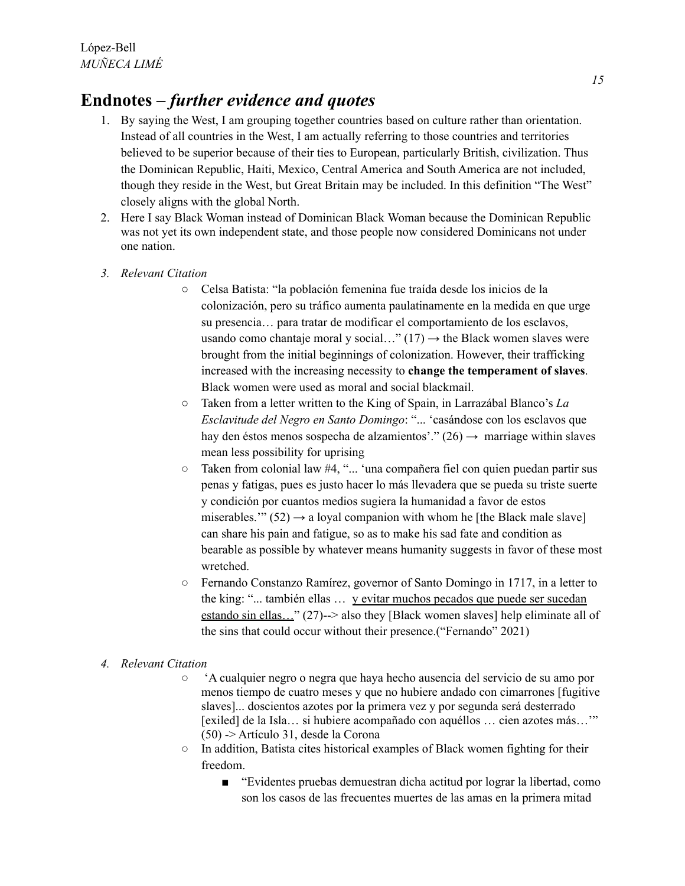# Endnotes – *further evidence and quotes*

1. By saying the West, I am grouping together countries based on culture rather than orientation. Instead of all countries in the West, I am actually referring to those countries and territories believed to be superior because of their ties to European, particularly British, civilization. Thus the Dominican Republic, Haiti, Mexico, Central America and South America are not included, though they reside in the West, but Great Britain may be included. In this definition "The West" closely aligns with the global North.
2. Here I say Black Woman instead of Dominican Black Woman because the Dominican Republic was not yet its own independent state, and those people now considered Dominicans not under one nation.
3. *Relevant Citation*
    - Celsa Batista: "la población femenina fue traída desde los inicios de la colonización, pero su tráfico aumenta paulatinamente en la medida en que urge su presencia… para tratar de modificar el comportamiento de los esclavos, usando como chantaje moral y social…" (17) → the Black women slaves were brought from the initial beginnings of colonization. However, their trafficking increased with the increasing necessity to **change the temperament of slaves**. Black women were used as moral and social blackmail.
    - Taken from a letter written to the King of Spain, in Larrazábal Blanco's *La Esclavitude del Negro en Santo Domingo*: "... 'casándose con los esclavos que hay den éstos menos sospecha de alzamientos'." (26) → marriage within slaves mean less possibility for uprising
    - Taken from colonial law #4, "... 'una compañera fiel con quien puedan partir sus penas y fatigas, pues es justo hacer lo más llevadera que se pueda su triste suerte y condición por cuantos medios sugiera la humanidad a favor de estos miserables.'" (52) → a loyal companion with whom he [the Black male slave] can share his pain and fatigue, so as to make his sad fate and condition as bearable as possible by whatever means humanity suggests in favor of these most wretched.
    - Fernando Constanzo Ramírez, governor of Santo Domingo in 1717, in a letter to the king: "... también ellas … <u>y evitar muchos pecados que puede ser sucedan estando sin ellas…</u>" (27)--> also they [Black women slaves] help eliminate all of the sins that could occur without their presence.("Fernando" 2021)
4. *Relevant Citation*
    - 'A cualquier negro o negra que haya hecho ausencia del servicio de su amo por menos tiempo de cuatro meses y que no hubiere andado con cimarrones [fugitive slaves]... doscientos azotes por la primera vez y por segunda será desterrado [exiled] de la Isla… si hubiere acompañado con aquéllos … cien azotes más…'" (50) -> Artículo 31, desde la Corona
    - In addition, Batista cites historical examples of Black women fighting for their freedom.
        - "Evidentes pruebas demuestran dicha actitud por lograr la libertad, como son los casos de las frecuentes muertes de las amas en la primera mitad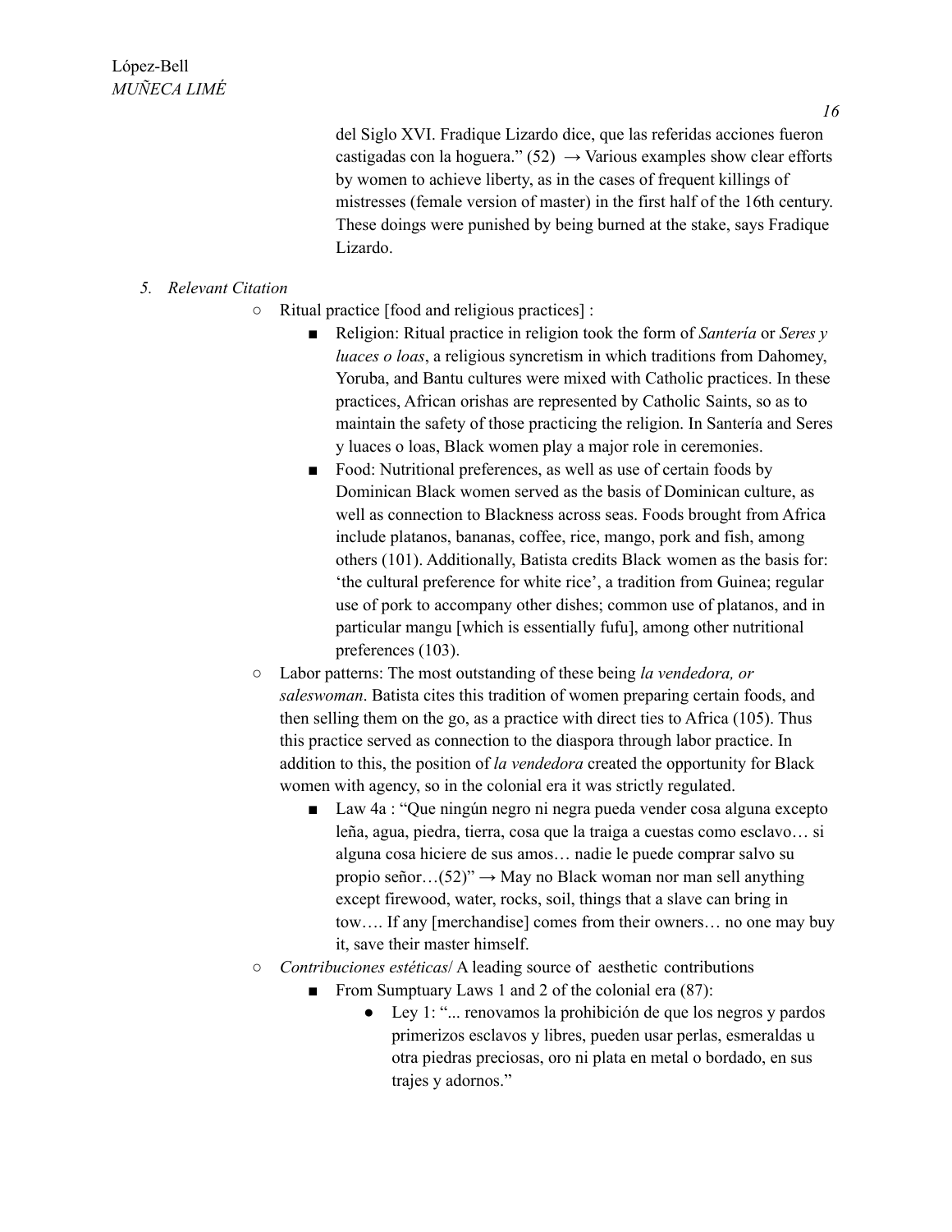del Siglo XVI. Fradique Lizardo dice, que las referidas acciones fueron castigadas con la hoguera." (52) → Various examples show clear efforts by women to achieve liberty, as in the cases of frequent killings of mistresses (female version of master) in the first half of the 16th century. These doings were punished by being burned at the stake, says Fradique Lizardo.

5. *Relevant Citation*
   - Ritual practice [food and religious practices] :
     - Religion: Ritual practice in religion took the form of *Santería* or *Seres y luaces o loas*, a religious syncretism in which traditions from Dahomey, Yoruba, and Bantu cultures were mixed with Catholic practices. In these practices, African orishas are represented by Catholic Saints, so as to maintain the safety of those practicing the religion. In Santería and Seres y luaces o loas, Black women play a major role in ceremonies.
     - Food: Nutritional preferences, as well as use of certain foods by Dominican Black women served as the basis of Dominican culture, as well as connection to Blackness across seas. Foods brought from Africa include platanos, bananas, coffee, rice, mango, pork and fish, among others (101). Additionally, Batista credits Black women as the basis for: 'the cultural preference for white rice', a tradition from Guinea; regular use of pork to accompany other dishes; common use of platanos, and in particular mangu [which is essentially fufu], among other nutritional preferences (103).
   - Labor patterns: The most outstanding of these being *la vendedora, or saleswoman*. Batista cites this tradition of women preparing certain foods, and then selling them on the go, as a practice with direct ties to Africa (105). Thus this practice served as connection to the diaspora through labor practice. In addition to this, the position of *la vendedora* created the opportunity for Black women with agency, so in the colonial era it was strictly regulated.
     - Law 4a : "Que ningún negro ni negra pueda vender cosa alguna excepto leña, agua, piedra, tierra, cosa que la traiga a cuestas como esclavo… si alguna cosa hiciere de sus amos… nadie le puede comprar salvo su propio señor…(52)" → May no Black woman nor man sell anything except firewood, water, rocks, soil, things that a slave can bring in tow…. If any [merchandise] comes from their owners… no one may buy it, save their master himself.
   - *Contribuciones estéticas*/ A leading source of aesthetic contributions
     - From Sumptuary Laws 1 and 2 of the colonial era (87):
       - Ley 1: "... renovamos la prohibición de que los negros y pardos primerizos esclavos y libres, pueden usar perlas, esmeraldas u otra piedras preciosas, oro ni plata en metal o bordado, en sus trajes y adornos."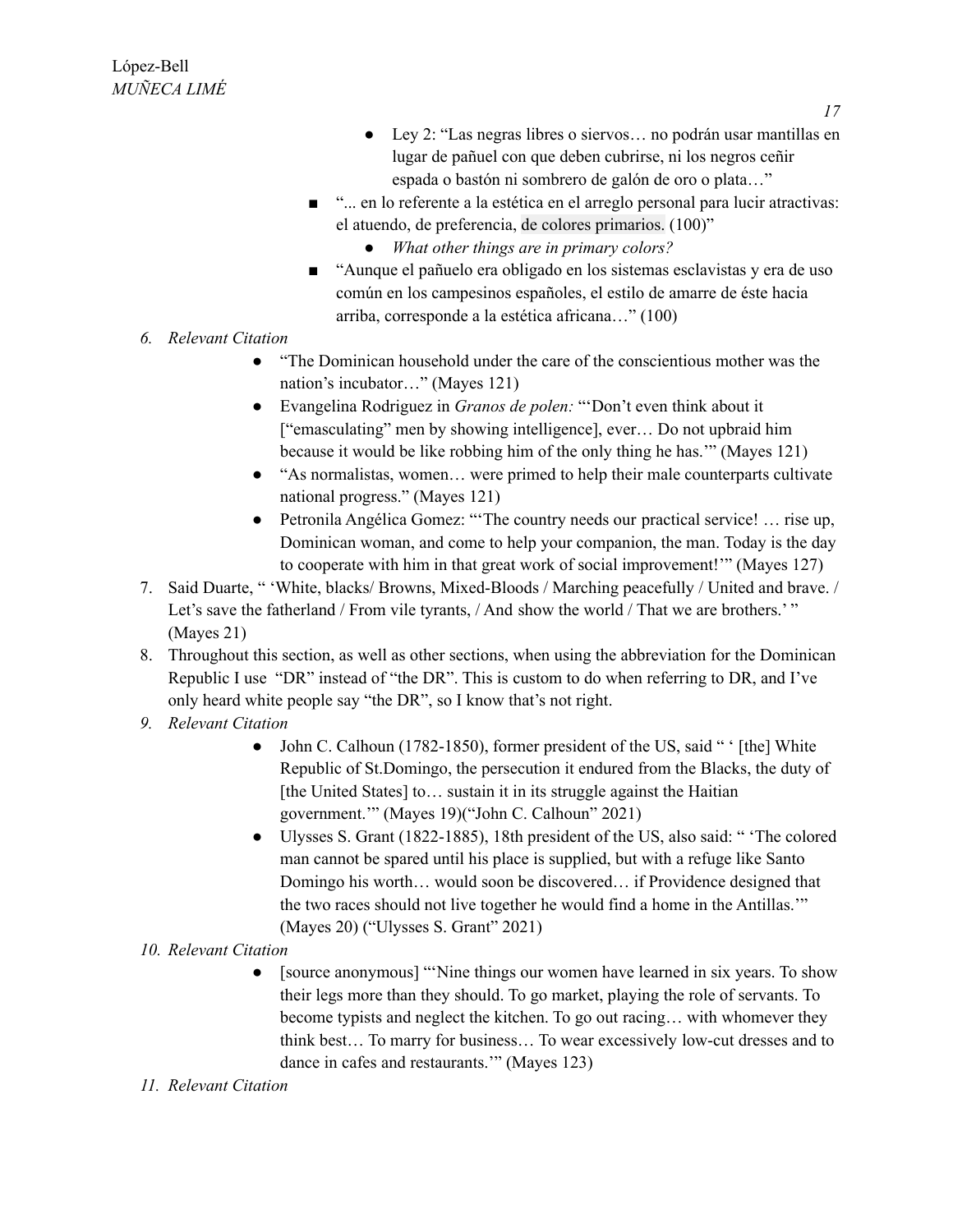- Ley 2: "Las negras libres o siervos… no podrán usar mantillas en lugar de pañuel con que deben cubrirse, ni los negros ceñir espada o bastón ni sombrero de galón de oro o plata…"
    - "... en lo referente a la estética en el arreglo personal para lucir atractivas: el atuendo, de preferencia, de colores primarios. (100)"
        - *What other things are in primary colors?*
    - "Aunque el pañuelo era obligado en los sistemas esclavistas y era de uso común en los campesinos españoles, el estilo de amarre de éste hacia arriba, corresponde a la estética africana…" (100)

6. *Relevant Citation*
    - "The Dominican household under the care of the conscientious mother was the nation's incubator…" (Mayes 121)
    - Evangelina Rodriguez in *Granos de polen:* "'Don't even think about it ["emasculating" men by showing intelligence], ever… Do not upbraid him because it would be like robbing him of the only thing he has.'" (Mayes 121)
    - "As normalistas, women… were primed to help their male counterparts cultivate national progress." (Mayes 121)
    - Petronila Angélica Gomez: "'The country needs our practical service! … rise up, Dominican woman, and come to help your companion, the man. Today is the day to cooperate with him in that great work of social improvement!'" (Mayes 127)
7. Said Duarte, " 'White, blacks/ Browns, Mixed-Bloods / Marching peacefully / United and brave. / Let's save the fatherland / From vile tyrants, / And show the world / That we are brothers.' " (Mayes 21)
8. Throughout this section, as well as other sections, when using the abbreviation for the Dominican Republic I use "DR" instead of "the DR". This is custom to do when referring to DR, and I've only heard white people say "the DR", so I know that's not right.
9. *Relevant Citation*
    - John C. Calhoun (1782-1850), former president of the US, said " ' [the] White Republic of St.Domingo, the persecution it endured from the Blacks, the duty of [the United States] to… sustain it in its struggle against the Haitian government.'" (Mayes 19)("John C. Calhoun" 2021)
    - Ulysses S. Grant (1822-1885), 18th president of the US, also said: " 'The colored man cannot be spared until his place is supplied, but with a refuge like Santo Domingo his worth… would soon be discovered… if Providence designed that the two races should not live together he would find a home in the Antillas.'" (Mayes 20) ("Ulysses S. Grant" 2021)
10. *Relevant Citation*
    - [source anonymous] "'Nine things our women have learned in six years. To show their legs more than they should. To go market, playing the role of servants. To become typists and neglect the kitchen. To go out racing… with whomever they think best… To marry for business… To wear excessively low-cut dresses and to dance in cafes and restaurants.'" (Mayes 123)
11. *Relevant Citation*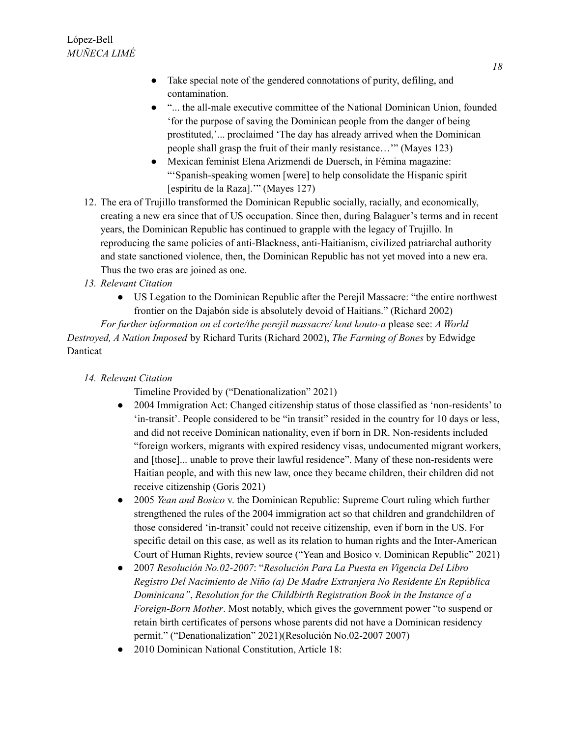- Take special note of the gendered connotations of purity, defiling, and contamination.
- "... the all-male executive committee of the National Dominican Union, founded 'for the purpose of saving the Dominican people from the danger of being prostituted,'... proclaimed 'The day has already arrived when the Dominican people shall grasp the fruit of their manly resistance…'" (Mayes 123)
- Mexican feminist Elena Arizmendi de Duersch, in Fémina magazine: "'Spanish-speaking women [were] to help consolidate the Hispanic spirit [espíritu de la Raza].'" (Mayes 127)

12. The era of Trujillo transformed the Dominican Republic socially, racially, and economically, creating a new era since that of US occupation. Since then, during Balaguer's terms and in recent years, the Dominican Republic has continued to grapple with the legacy of Trujillo. In reproducing the same policies of anti-Blackness, anti-Haitianism, civilized patriarchal authority and state sanctioned violence, then, the Dominican Republic has not yet moved into a new era. Thus the two eras are joined as one.
13. *Relevant Citation*
    - US Legation to the Dominican Republic after the Perejil Massacre: "the entire northwest frontier on the Dajabón side is absolutely devoid of Haitians." (Richard 2002)

*For further information on el corte/the perejil massacre/ kout kouto-a* please see: *A World Destroyed, A Nation Imposed* by Richard Turits (Richard 2002), *The Farming of Bones* by Edwidge Danticat

14. *Relevant Citation*

    Timeline Provided by ("Denationalization" 2021)
    - 2004 Immigration Act: Changed citizenship status of those classified as 'non-residents' to 'in-transit'. People considered to be "in transit" resided in the country for 10 days or less, and did not receive Dominican nationality, even if born in DR. Non-residents included "foreign workers, migrants with expired residency visas, undocumented migrant workers, and [those]... unable to prove their lawful residence". Many of these non-residents were Haitian people, and with this new law, once they became children, their children did not receive citizenship (Goris 2021)
    - 2005 *Yean and Bosico* v. the Dominican Republic: Supreme Court ruling which further strengthened the rules of the 2004 immigration act so that children and grandchildren of those considered 'in-transit' could not receive citizenship, even if born in the US. For specific detail on this case, as well as its relation to human rights and the Inter-American Court of Human Rights, review source ("Yean and Bosico v. Dominican Republic" 2021)
    - 2007 *Resolución No.02-2007*: "*Resolución Para La Puesta en Vigencia Del Libro Registro Del Nacimiento de Niño (a) De Madre Extranjera No Residente En República Dominicana"*, *Resolution for the Childbirth Registration Book in the Instance of a Foreign-Born Mother*. Most notably, which gives the government power "to suspend or retain birth certificates of persons whose parents did not have a Dominican residency permit." ("Denationalization" 2021)(Resolución No.02-2007 2007)
    - 2010 Dominican National Constitution, Article 18: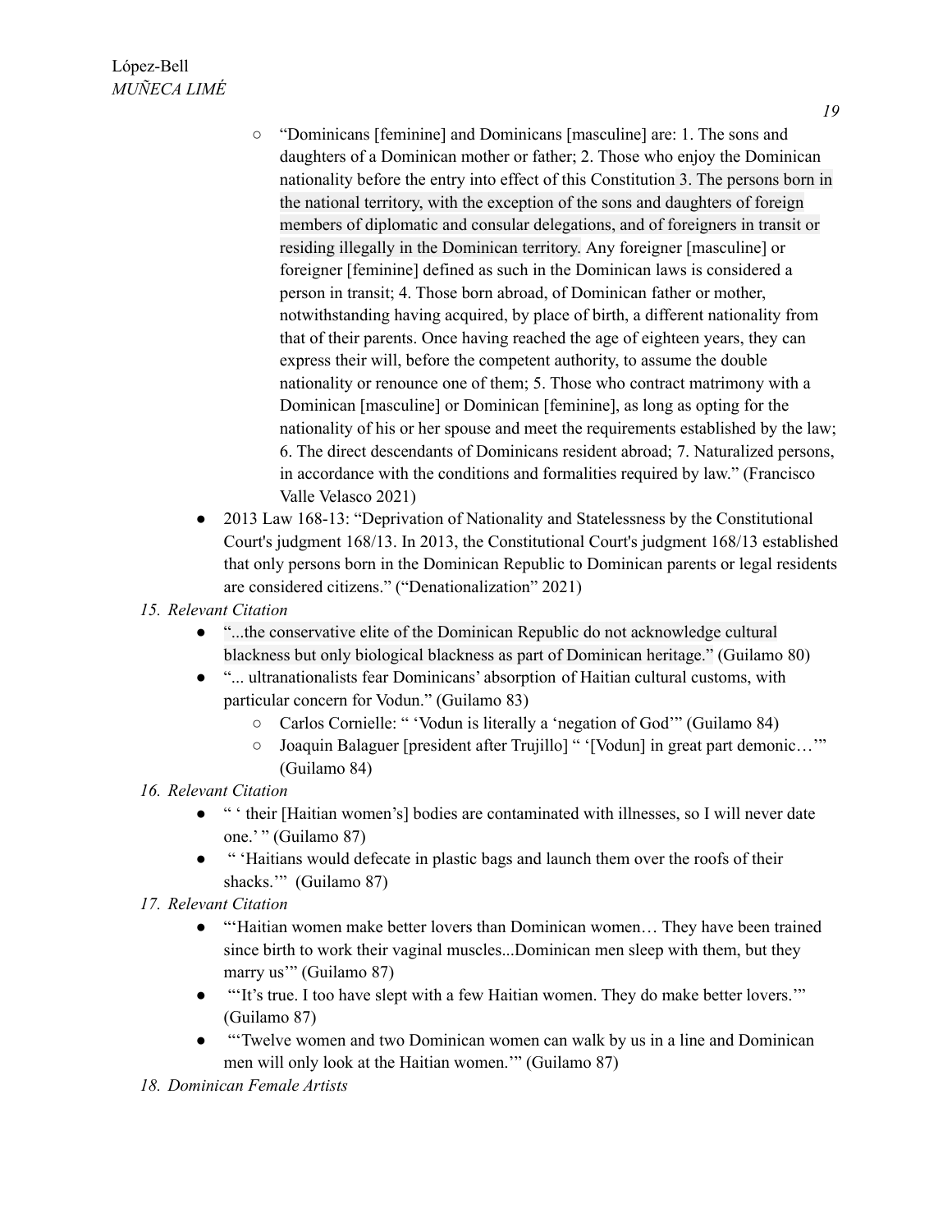- "Dominicans [feminine] and Dominicans [masculine] are: 1. The sons and daughters of a Dominican mother or father; 2. Those who enjoy the Dominican nationality before the entry into effect of this Constitution 3. The persons born in the national territory, with the exception of the sons and daughters of foreign members of diplomatic and consular delegations, and of foreigners in transit or residing illegally in the Dominican territory. Any foreigner [masculine] or foreigner [feminine] defined as such in the Dominican laws is considered a person in transit; 4. Those born abroad, of Dominican father or mother, notwithstanding having acquired, by place of birth, a different nationality from that of their parents. Once having reached the age of eighteen years, they can express their will, before the competent authority, to assume the double nationality or renounce one of them; 5. Those who contract matrimony with a Dominican [masculine] or Dominican [feminine], as long as opting for the nationality of his or her spouse and meet the requirements established by the law; 6. The direct descendants of Dominicans resident abroad; 7. Naturalized persons, in accordance with the conditions and formalities required by law." (Francisco Valle Velasco 2021)

- 2013 Law 168-13: "Deprivation of Nationality and Statelessness by the Constitutional Court's judgment 168/13. In 2013, the Constitutional Court's judgment 168/13 established that only persons born in the Dominican Republic to Dominican parents or legal residents are considered citizens." ("Denationalization" 2021)

15. *Relevant Citation*
    - "...the conservative elite of the Dominican Republic do not acknowledge cultural blackness but only biological blackness as part of Dominican heritage." (Guilamo 80)
    - "... ultranationalists fear Dominicans' absorption of Haitian cultural customs, with particular concern for Vodun." (Guilamo 83)
        - Carlos Cornielle: " 'Vodun is literally a 'negation of God'" (Guilamo 84)
        - Joaquin Balaguer [president after Trujillo] " '[Vodun] in great part demonic…'" (Guilamo 84)
16. *Relevant Citation*
    - " ' their [Haitian women's] bodies are contaminated with illnesses, so I will never date one.' " (Guilamo 87)
    - " 'Haitians would defecate in plastic bags and launch them over the roofs of their shacks.'" (Guilamo 87)
17. *Relevant Citation*
    - "'Haitian women make better lovers than Dominican women… They have been trained since birth to work their vaginal muscles...Dominican men sleep with them, but they marry us'" (Guilamo 87)
    - "'It's true. I too have slept with a few Haitian women. They do make better lovers.'" (Guilamo 87)
    - "'Twelve women and two Dominican women can walk by us in a line and Dominican men will only look at the Haitian women.'" (Guilamo 87)
18. *Dominican Female Artists*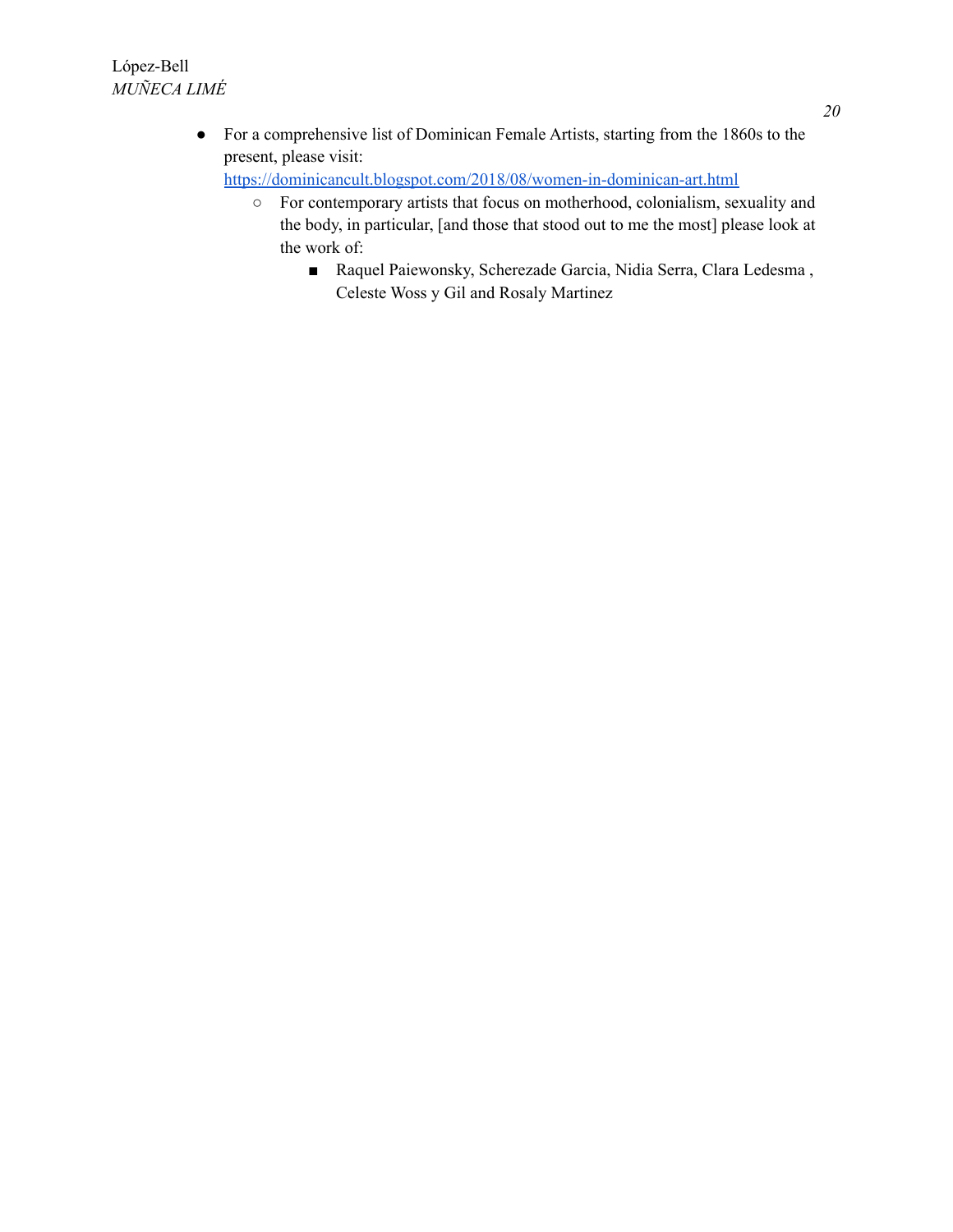- For a comprehensive list of Dominican Female Artists, starting from the 1860s to the present, please visit: [https://dominicancult.blogspot.com/2018/08/women-in-dominican-art.html](https://dominicancult.blogspot.com/2018/08/women-in-dominican-art.html)
    - For contemporary artists that focus on motherhood, colonialism, sexuality and the body, in particular, [and those that stood out to me the most] please look at the work of:
        - Raquel Paiewonsky, Scherezade Garcia, Nidia Serra, Clara Ledesma , Celeste Woss y Gil and Rosaly Martinez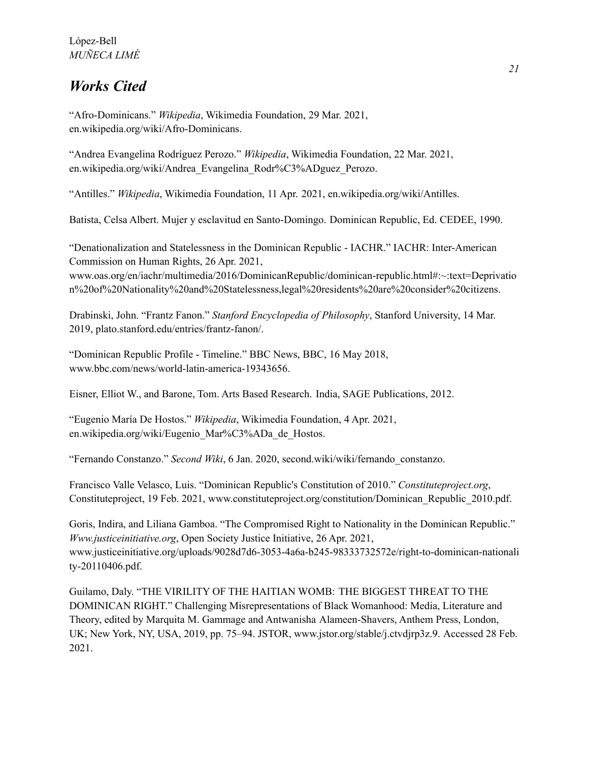## *Works Cited*

"Afro-Dominicans." *Wikipedia*, Wikimedia Foundation, 29 Mar. 2021, en.wikipedia.org/wiki/Afro-Dominicans.

"Andrea Evangelina Rodríguez Perozo." *Wikipedia*, Wikimedia Foundation, 22 Mar. 2021, en.wikipedia.org/wiki/Andrea_Evangelina_Rodr%C3%ADguez_Perozo.

"Antilles." *Wikipedia*, Wikimedia Foundation, 11 Apr. 2021, en.wikipedia.org/wiki/Antilles.

Batista, Celsa Albert. Mujer y esclavitud en Santo-Domingo. Dominican Republic, Ed. CEDEE, 1990.

"Denationalization and Statelessness in the Dominican Republic - IACHR." IACHR: Inter-American Commission on Human Rights, 26 Apr. 2021, www.oas.org/en/iachr/multimedia/2016/DominicanRepublic/dominican-republic.html#:~:text=Deprivation%20of%20Nationality%20and%20Statelessness,legal%20residents%20are%20consider%20citizens.

Drabinski, John. "Frantz Fanon." *Stanford Encyclopedia of Philosophy*, Stanford University, 14 Mar. 2019, plato.stanford.edu/entries/frantz-fanon/.

"Dominican Republic Profile - Timeline." BBC News, BBC, 16 May 2018, www.bbc.com/news/world-latin-america-19343656.

Eisner, Elliot W., and Barone, Tom. Arts Based Research. India, SAGE Publications, 2012.

"Eugenio María De Hostos." *Wikipedia*, Wikimedia Foundation, 4 Apr. 2021, en.wikipedia.org/wiki/Eugenio_Mar%C3%ADa_de_Hostos.

"Fernando Constanzo." *Second Wiki*, 6 Jan. 2020, second.wiki/wiki/fernando_constanzo.

Francisco Valle Velasco, Luis. "Dominican Republic's Constitution of 2010." *Constituteproject.org*, Constituteproject, 19 Feb. 2021, www.constituteproject.org/constitution/Dominican_Republic_2010.pdf.

Goris, Indira, and Liliana Gamboa. "The Compromised Right to Nationality in the Dominican Republic." *Www.justiceinitiative.org*, Open Society Justice Initiative, 26 Apr. 2021, www.justiceinitiative.org/uploads/9028d7d6-3053-4a6a-b245-98333732572e/right-to-dominican-nationality-20110406.pdf.

Guilamo, Daly. "THE VIRILITY OF THE HAITIAN WOMB: THE BIGGEST THREAT TO THE DOMINICAN RIGHT." Challenging Misrepresentations of Black Womanhood: Media, Literature and Theory, edited by Marquita M. Gammage and Antwanisha Alameen-Shavers, Anthem Press, London, UK; New York, NY, USA, 2019, pp. 75–94. JSTOR, www.jstor.org/stable/j.ctvdjrp3z.9. Accessed 28 Feb. 2021.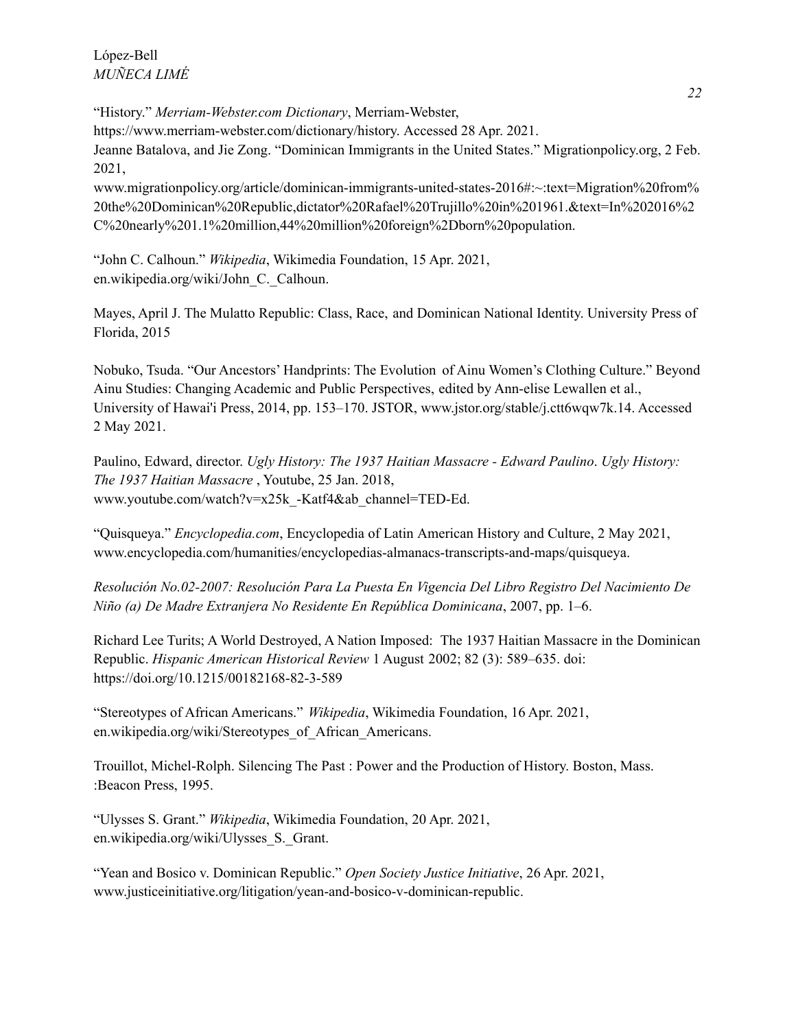"History." *Merriam-Webster.com Dictionary*, Merriam-Webster, https://www.merriam-webster.com/dictionary/history. Accessed 28 Apr. 2021.

Jeanne Batalova, and Jie Zong. "Dominican Immigrants in the United States." Migrationpolicy.org, 2 Feb. 2021, www.migrationpolicy.org/article/dominican-immigrants-united-states-2016#:~:text=Migration%20from%20the%20Dominican%20Republic,dictator%20Rafael%20Trujillo%20in%201961.&text=In%202016%2C%20nearly%201.1%20million,44%20million%20foreign%2Dborn%20population.

"John C. Calhoun." *Wikipedia*, Wikimedia Foundation, 15 Apr. 2021, en.wikipedia.org/wiki/John_C._Calhoun.

Mayes, April J. The Mulatto Republic: Class, Race, and Dominican National Identity. University Press of Florida, 2015

Nobuko, Tsuda. "Our Ancestors' Handprints: The Evolution of Ainu Women's Clothing Culture." Beyond Ainu Studies: Changing Academic and Public Perspectives, edited by Ann-elise Lewallen et al., University of Hawai'i Press, 2014, pp. 153–170. JSTOR, www.jstor.org/stable/j.ctt6wqw7k.14. Accessed 2 May 2021.

Paulino, Edward, director. *Ugly History: The 1937 Haitian Massacre - Edward Paulino*. *Ugly History: The 1937 Haitian Massacre* , Youtube, 25 Jan. 2018, www.youtube.com/watch?v=x25k_-Katf4&ab_channel=TED-Ed.

"Quisqueya." *Encyclopedia.com*, Encyclopedia of Latin American History and Culture, 2 May 2021, www.encyclopedia.com/humanities/encyclopedias-almanacs-transcripts-and-maps/quisqueya.

*Resolución No.02-2007: Resolución Para La Puesta En Vigencia Del Libro Registro Del Nacimiento De Niño (a) De Madre Extranjera No Residente En República Dominicana*, 2007, pp. 1–6.

Richard Lee Turits; A World Destroyed, A Nation Imposed: The 1937 Haitian Massacre in the Dominican Republic. *Hispanic American Historical Review* 1 August 2002; 82 (3): 589–635. doi: https://doi.org/10.1215/00182168-82-3-589

"Stereotypes of African Americans." *Wikipedia*, Wikimedia Foundation, 16 Apr. 2021, en.wikipedia.org/wiki/Stereotypes_of_African_Americans.

Trouillot, Michel-Rolph. Silencing The Past : Power and the Production of History. Boston, Mass. :Beacon Press, 1995.

"Ulysses S. Grant." *Wikipedia*, Wikimedia Foundation, 20 Apr. 2021, en.wikipedia.org/wiki/Ulysses_S._Grant.

"Yean and Bosico v. Dominican Republic." *Open Society Justice Initiative*, 26 Apr. 2021, www.justiceinitiative.org/litigation/yean-and-bosico-v-dominican-republic.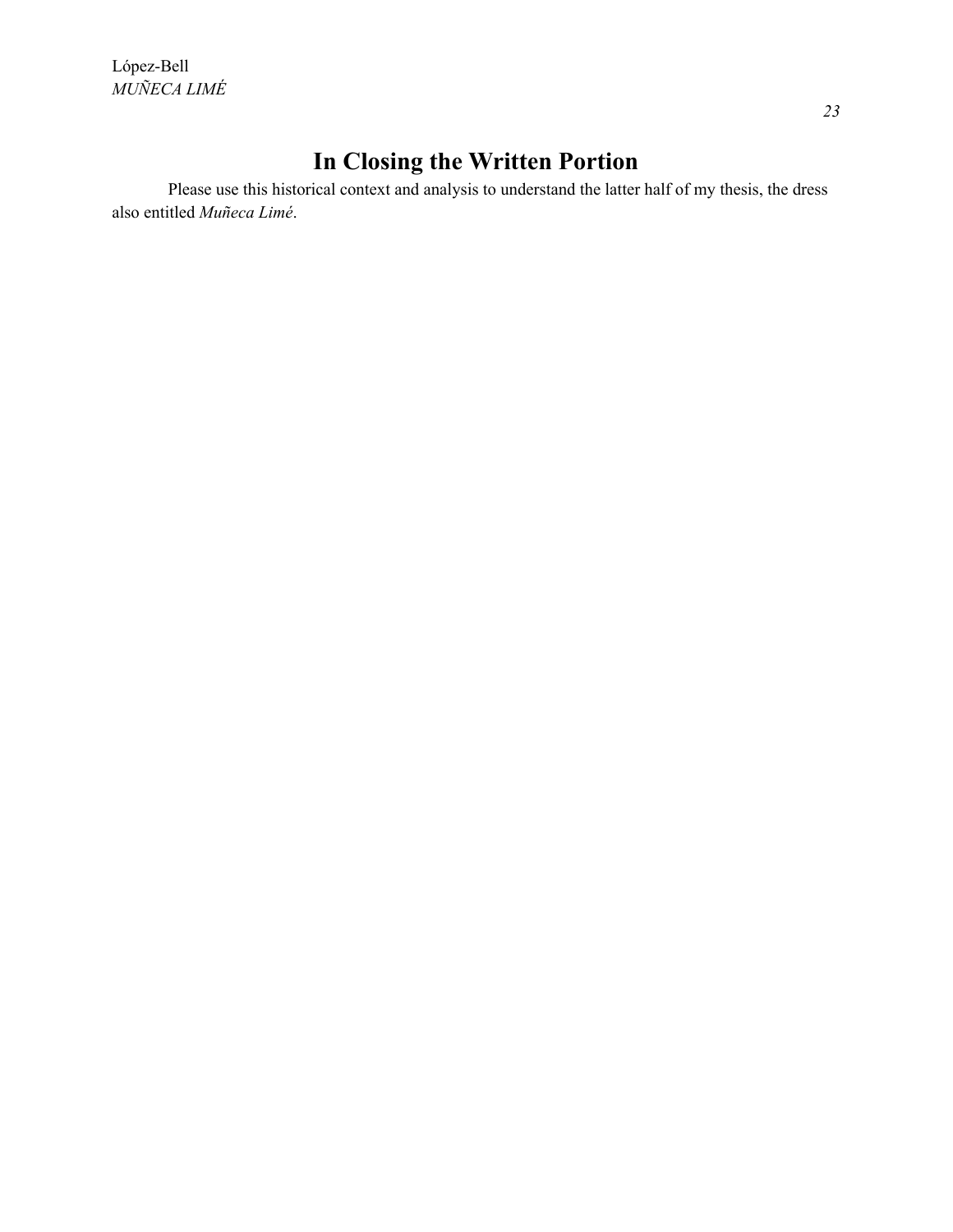# In Closing the Written Portion

Please use this historical context and analysis to understand the latter half of my thesis, the dress also entitled *Muñeca Limé*.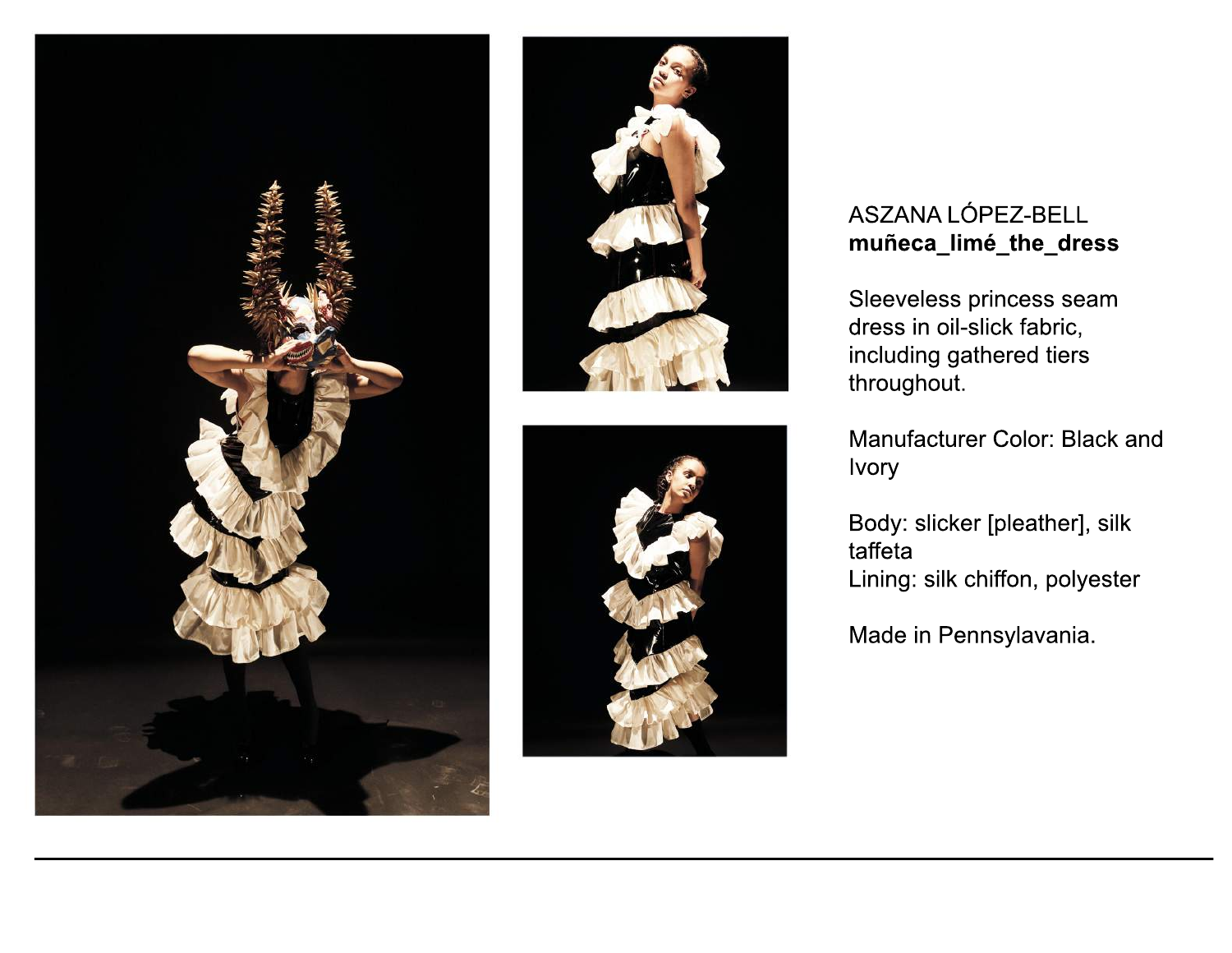ASZANA LÓPEZ-BELL
**muñeca_limé_the_dress**

Sleeveless princess seam dress in oil-slick fabric, including gathered tiers throughout.

Manufacturer Color: Black and Ivory

Body: slicker [pleather], silk taffeta
Lining: silk chiffon, polyester

Made in Pennsylavania.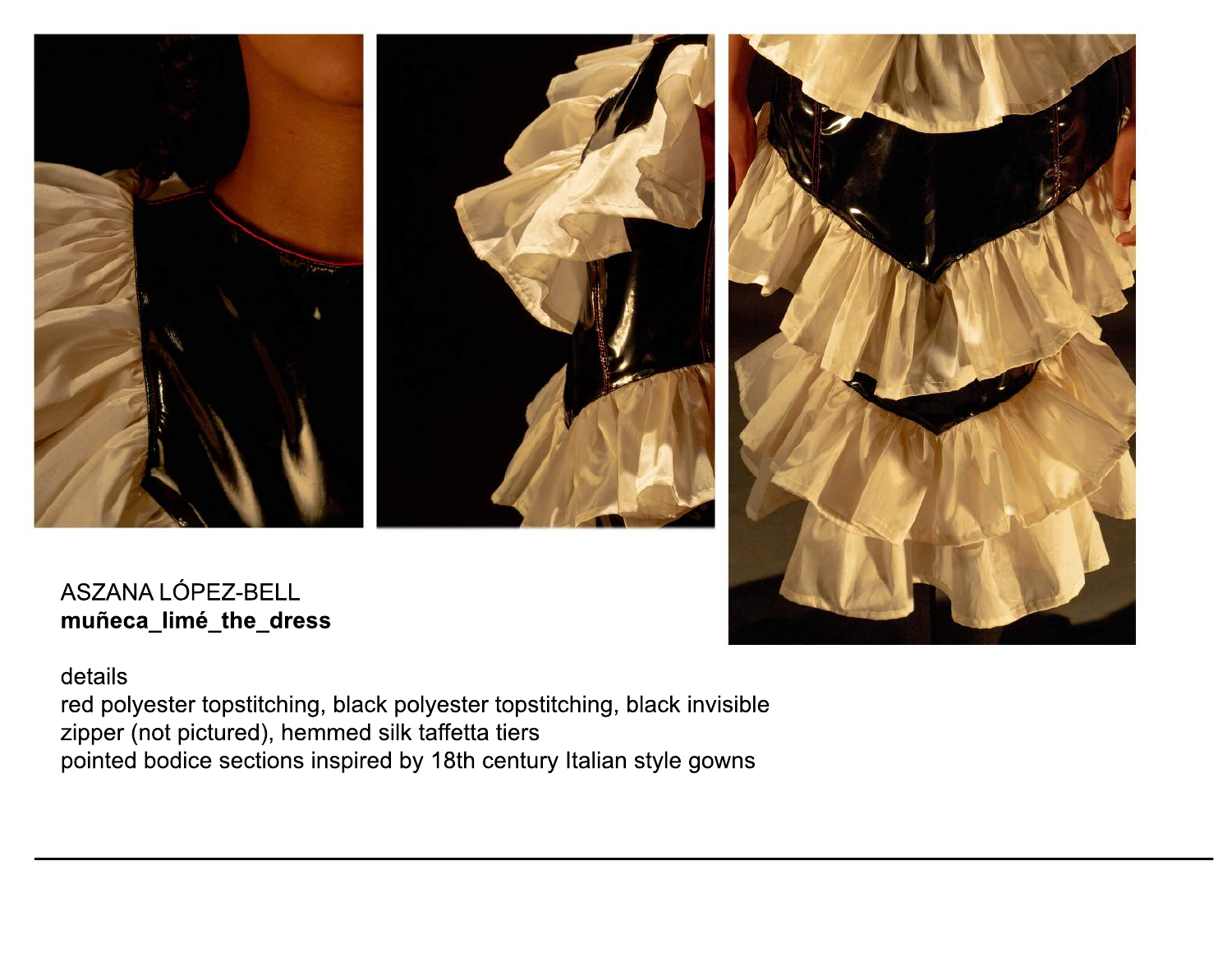ASZANA LÓPEZ-BELL
**muñeca_limé_the_dress**

details
red polyester topstitching, black polyester topstitching, black invisible zipper (not pictured), hemmed silk taffetta tiers
pointed bodice sections inspired by 18th century Italian style gowns